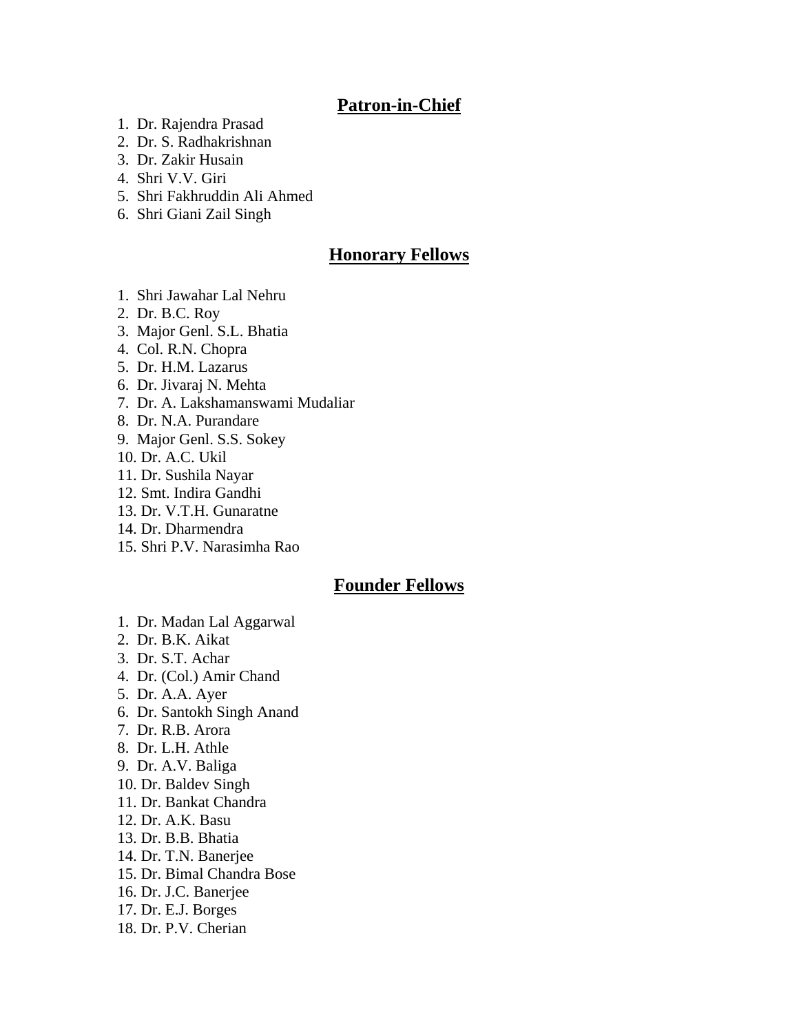## Patron-in-Chief

1. Dr. Rajendra Prasad
2. Dr. S. Radhakrishnan
3. Dr. Zakir Husain
4. Shri V.V. Giri
5. Shri Fakhruddin Ali Ahmed
6. Shri Giani Zail Singh

## Honorary Fellows

1. Shri Jawahar Lal Nehru
2. Dr. B.C. Roy
3. Major Genl. S.L. Bhatia
4. Col. R.N. Chopra
5. Dr. H.M. Lazarus
6. Dr. Jivaraj N. Mehta
7. Dr. A. Lakshamanswami Mudaliar
8. Dr. N.A. Purandare
9. Major Genl. S.S. Sokey
10. Dr. A.C. Ukil
11. Dr. Sushila Nayar
12. Smt. Indira Gandhi
13. Dr. V.T.H. Gunaratne
14. Dr. Dharmendra
15. Shri P.V. Narasimha Rao

## Founder Fellows

1. Dr. Madan Lal Aggarwal
2. Dr. B.K. Aikat
3. Dr. S.T. Achar
4. Dr. (Col.) Amir Chand
5. Dr. A.A. Ayer
6. Dr. Santokh Singh Anand
7. Dr. R.B. Arora
8. Dr. L.H. Athle
9. Dr. A.V. Baliga
10. Dr. Baldev Singh
11. Dr. Bankat Chandra
12. Dr. A.K. Basu
13. Dr. B.B. Bhatia
14. Dr. T.N. Banerjee
15. Dr. Bimal Chandra Bose
16. Dr. J.C. Banerjee
17. Dr. E.J. Borges
18. Dr. P.V. Cherian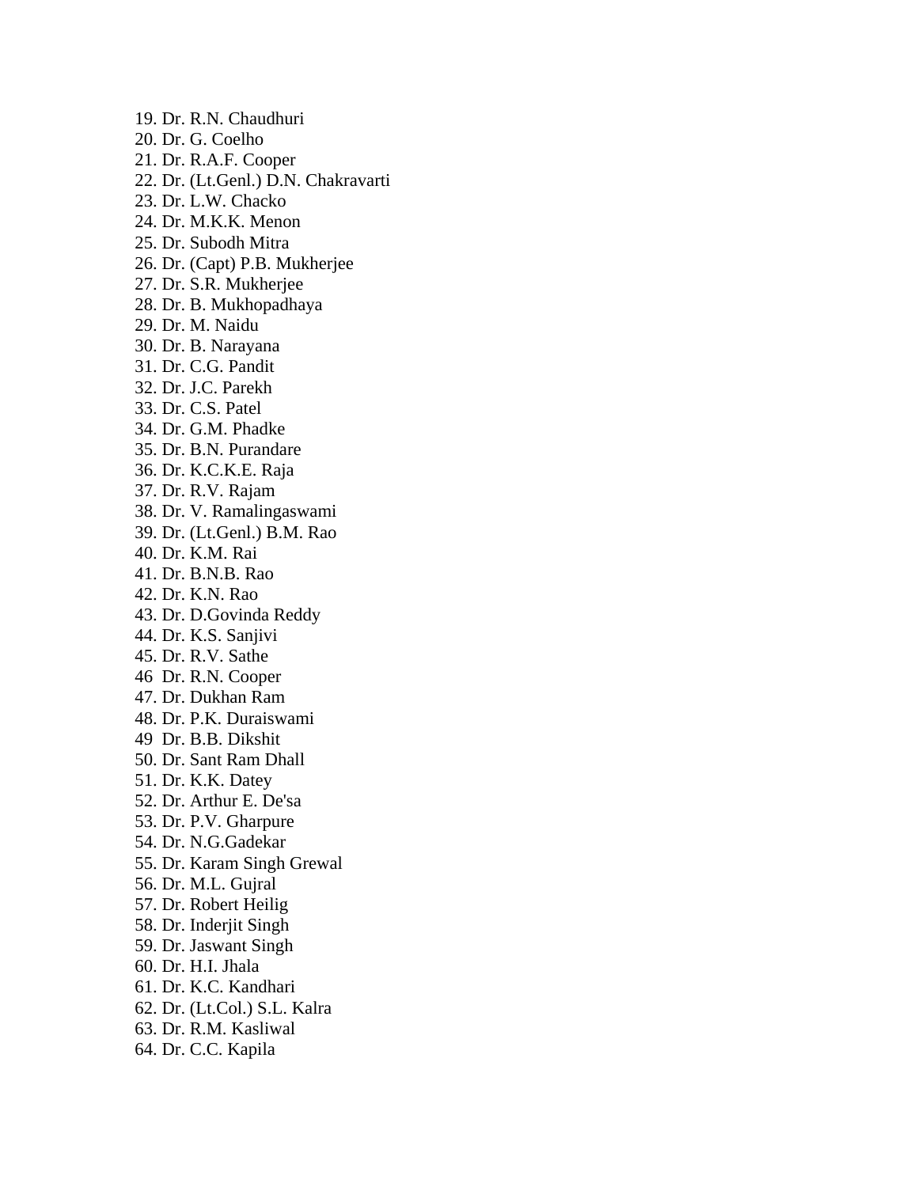19. Dr. R.N. Chaudhuri
20. Dr. G. Coelho
21. Dr. R.A.F. Cooper
22. Dr. (Lt.Genl.) D.N. Chakravarti
23. Dr. L.W. Chacko
24. Dr. M.K.K. Menon
25. Dr. Subodh Mitra
26. Dr. (Capt) P.B. Mukherjee
27. Dr. S.R. Mukherjee
28. Dr. B. Mukhopadhaya
29. Dr. M. Naidu
30. Dr. B. Narayana
31. Dr. C.G. Pandit
32. Dr. J.C. Parekh
33. Dr. C.S. Patel
34. Dr. G.M. Phadke
35. Dr. B.N. Purandare
36. Dr. K.C.K.E. Raja
37. Dr. R.V. Rajam
38. Dr. V. Ramalingaswami
39. Dr. (Lt.Genl.) B.M. Rao
40. Dr. K.M. Rai
41. Dr. B.N.B. Rao
42. Dr. K.N. Rao
43. Dr. D.Govinda Reddy
44. Dr. K.S. Sanjivi
45. Dr. R.V. Sathe
46  Dr. R.N. Cooper
47. Dr. Dukhan Ram
48. Dr. P.K. Duraiswami
49  Dr. B.B. Dikshit
50. Dr. Sant Ram Dhall
51. Dr. K.K. Datey
52. Dr. Arthur E. De'sa
53. Dr. P.V. Gharpure
54. Dr. N.G.Gadekar
55. Dr. Karam Singh Grewal
56. Dr. M.L. Gujral
57. Dr. Robert Heilig
58. Dr. Inderjit Singh
59. Dr. Jaswant Singh
60. Dr. H.I. Jhala
61. Dr. K.C. Kandhari
62. Dr. (Lt.Col.) S.L. Kalra
63. Dr. R.M. Kasliwal
64. Dr. C.C. Kapila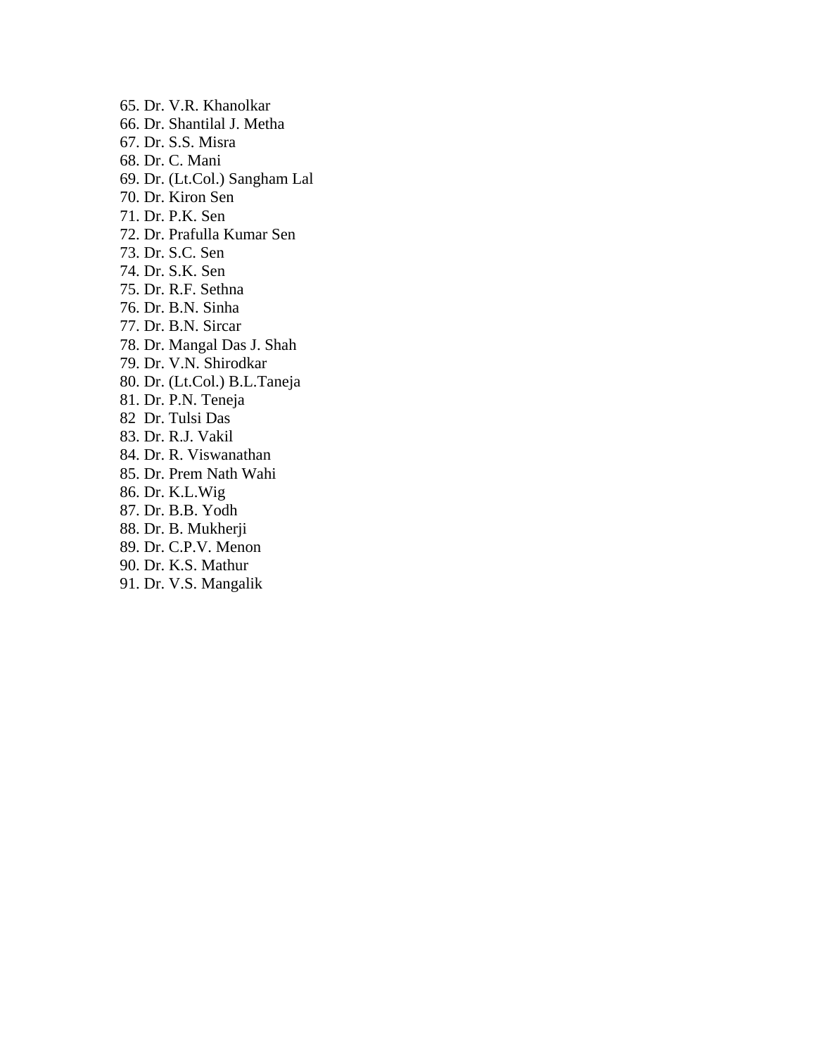65. Dr. V.R. Khanolkar
66. Dr. Shantilal J. Metha
67. Dr. S.S. Misra
68. Dr. C. Mani
69. Dr. (Lt.Col.) Sangham Lal
70. Dr. Kiron Sen
71. Dr. P.K. Sen
72. Dr. Prafulla Kumar Sen
73. Dr. S.C. Sen
74. Dr. S.K. Sen
75. Dr. R.F. Sethna
76. Dr. B.N. Sinha
77. Dr. B.N. Sircar
78. Dr. Mangal Das J. Shah
79. Dr. V.N. Shirodkar
80. Dr. (Lt.Col.) B.L.Taneja
81. Dr. P.N. Teneja
82  Dr. Tulsi Das
83. Dr. R.J. Vakil
84. Dr. R. Viswanathan
85. Dr. Prem Nath Wahi
86. Dr. K.L.Wig
87. Dr. B.B. Yodh
88. Dr. B. Mukherji
89. Dr. C.P.V. Menon
90. Dr. K.S. Mathur
91. Dr. V.S. Mangalik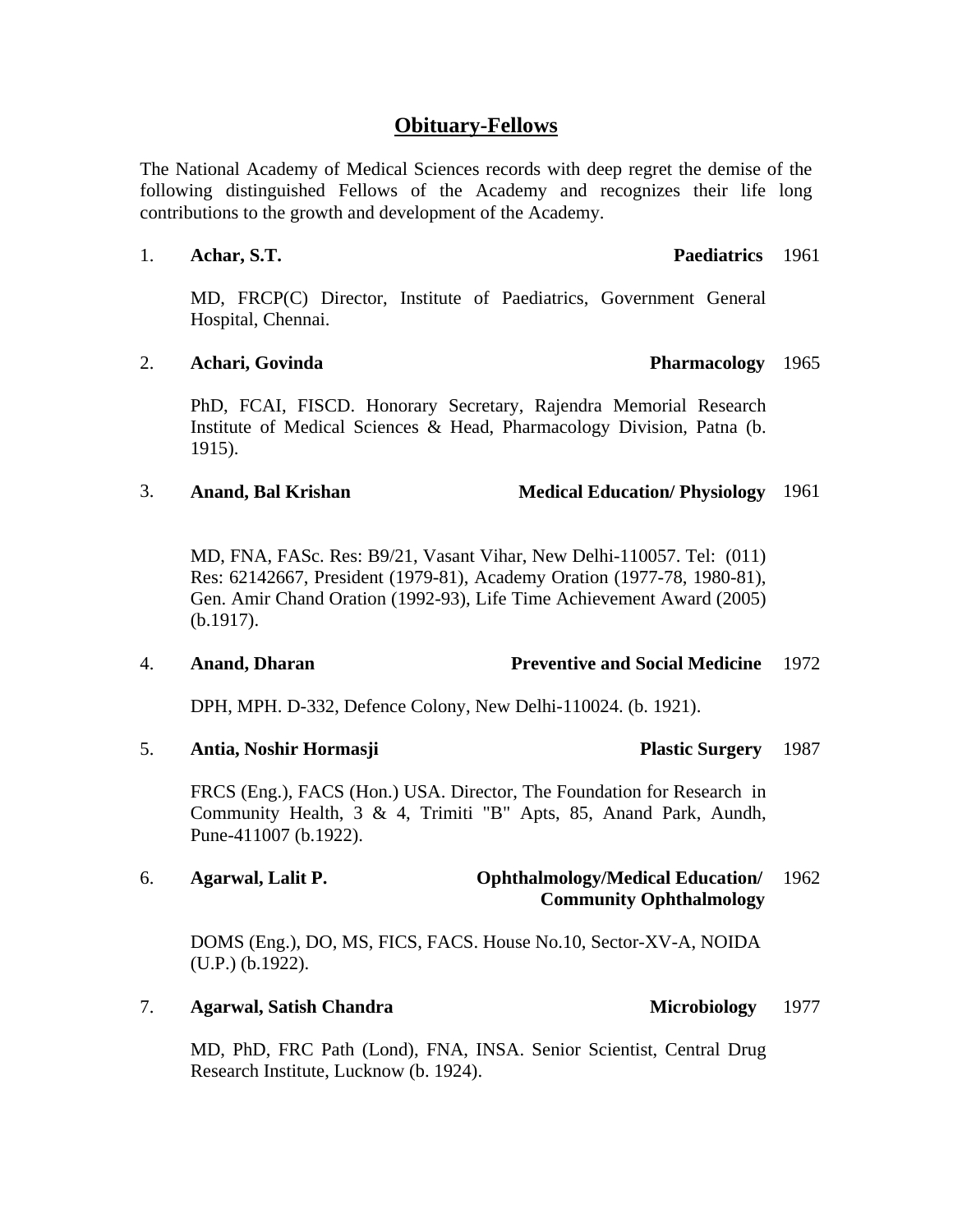# Obituary-Fellows

The National Academy of Medical Sciences records with deep regret the demise of the following distinguished Fellows of the Academy and recognizes their life long contributions to the growth and development of the Academy.

1. **Achar, S.T.** — **Paediatrics** — 1961

   MD, FRCP(C) Director, Institute of Paediatrics, Government General Hospital, Chennai.

2. **Achari, Govinda** — **Pharmacology** — 1965

   PhD, FCAI, FISCD. Honorary Secretary, Rajendra Memorial Research Institute of Medical Sciences & Head, Pharmacology Division, Patna (b. 1915).

3. **Anand, Bal Krishan** — **Medical Education/ Physiology** — 1961

   MD, FNA, FASc. Res: B9/21, Vasant Vihar, New Delhi-110057. Tel: (011) Res: 62142667, President (1979-81), Academy Oration (1977-78, 1980-81), Gen. Amir Chand Oration (1992-93), Life Time Achievement Award (2005) (b.1917).

4. **Anand, Dharan** — **Preventive and Social Medicine** — 1972

   DPH, MPH. D-332, Defence Colony, New Delhi-110024. (b. 1921).

5. **Antia, Noshir Hormasji** — **Plastic Surgery** — 1987

   FRCS (Eng.), FACS (Hon.) USA. Director, The Foundation for Research in Community Health, 3 & 4, Trimiti "B" Apts, 85, Anand Park, Aundh, Pune-411007 (b.1922).

6. **Agarwal, Lalit P.** — **Ophthalmology/Medical Education/ Community Ophthalmology** — 1962

   DOMS (Eng.), DO, MS, FICS, FACS. House No.10, Sector-XV-A, NOIDA (U.P.) (b.1922).

7. **Agarwal, Satish Chandra** — **Microbiology** — 1977

   MD, PhD, FRC Path (Lond), FNA, INSA. Senior Scientist, Central Drug Research Institute, Lucknow (b. 1924).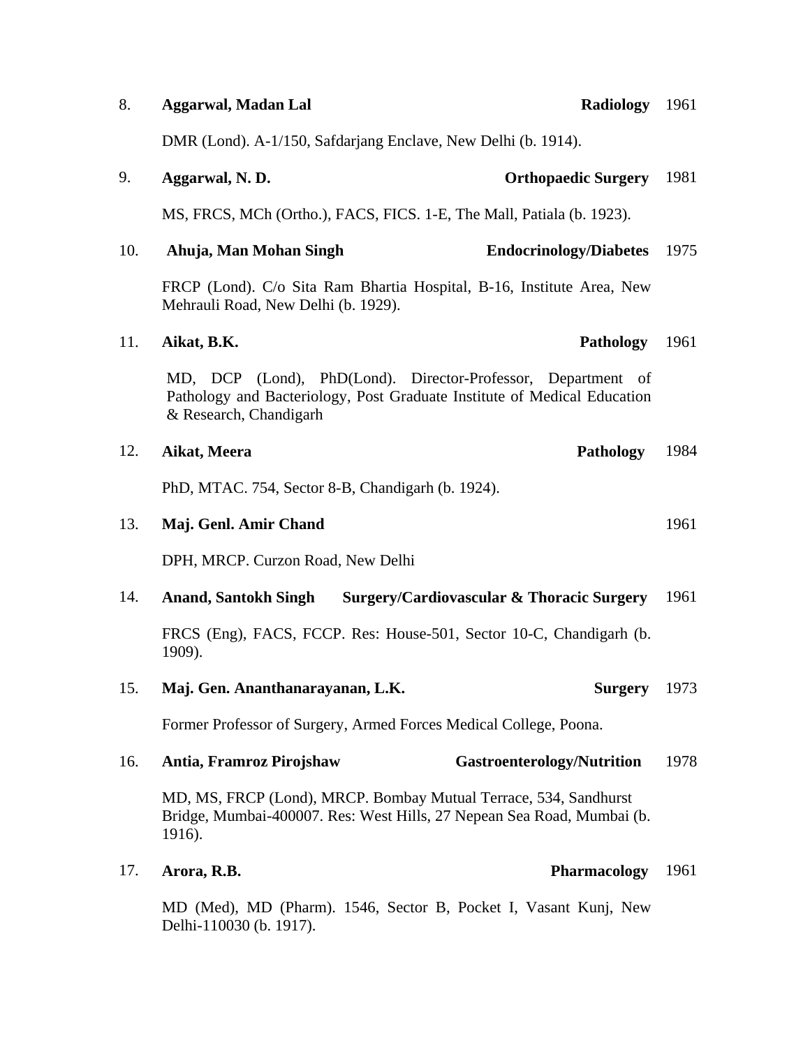8. **Aggarwal, Madan Lal** — **Radiology** — 1961

DMR (Lond). A-1/150, Safdarjang Enclave, New Delhi (b. 1914).

9. **Aggarwal, N. D.** — **Orthopaedic Surgery** — 1981

MS, FRCS, MCh (Ortho.), FACS, FICS. 1-E, The Mall, Patiala (b. 1923).

10. **Ahuja, Man Mohan Singh** — **Endocrinology/Diabetes** — 1975

FRCP (Lond). C/o Sita Ram Bhartia Hospital, B-16, Institute Area, New Mehrauli Road, New Delhi (b. 1929).

11. **Aikat, B.K.** — **Pathology** — 1961

MD, DCP (Lond), PhD(Lond). Director-Professor, Department of Pathology and Bacteriology, Post Graduate Institute of Medical Education & Research, Chandigarh

12. **Aikat, Meera** — **Pathology** — 1984

PhD, MTAC. 754, Sector 8-B, Chandigarh (b. 1924).

13. **Maj. Genl. Amir Chand** — 1961

DPH, MRCP. Curzon Road, New Delhi

14. **Anand, Santokh Singh** — **Surgery/Cardiovascular & Thoracic Surgery** — 1961

FRCS (Eng), FACS, FCCP. Res: House-501, Sector 10-C, Chandigarh (b. 1909).

15. **Maj. Gen. Ananthanarayanan, L.K.** — **Surgery** — 1973

Former Professor of Surgery, Armed Forces Medical College, Poona.

16. **Antia, Framroz Pirojshaw** — **Gastroenterology/Nutrition** — 1978

MD, MS, FRCP (Lond), MRCP. Bombay Mutual Terrace, 534, Sandhurst Bridge, Mumbai-400007. Res: West Hills, 27 Nepean Sea Road, Mumbai (b. 1916).

17. **Arora, R.B.** — **Pharmacology** — 1961

MD (Med), MD (Pharm). 1546, Sector B, Pocket I, Vasant Kunj, New Delhi-110030 (b. 1917).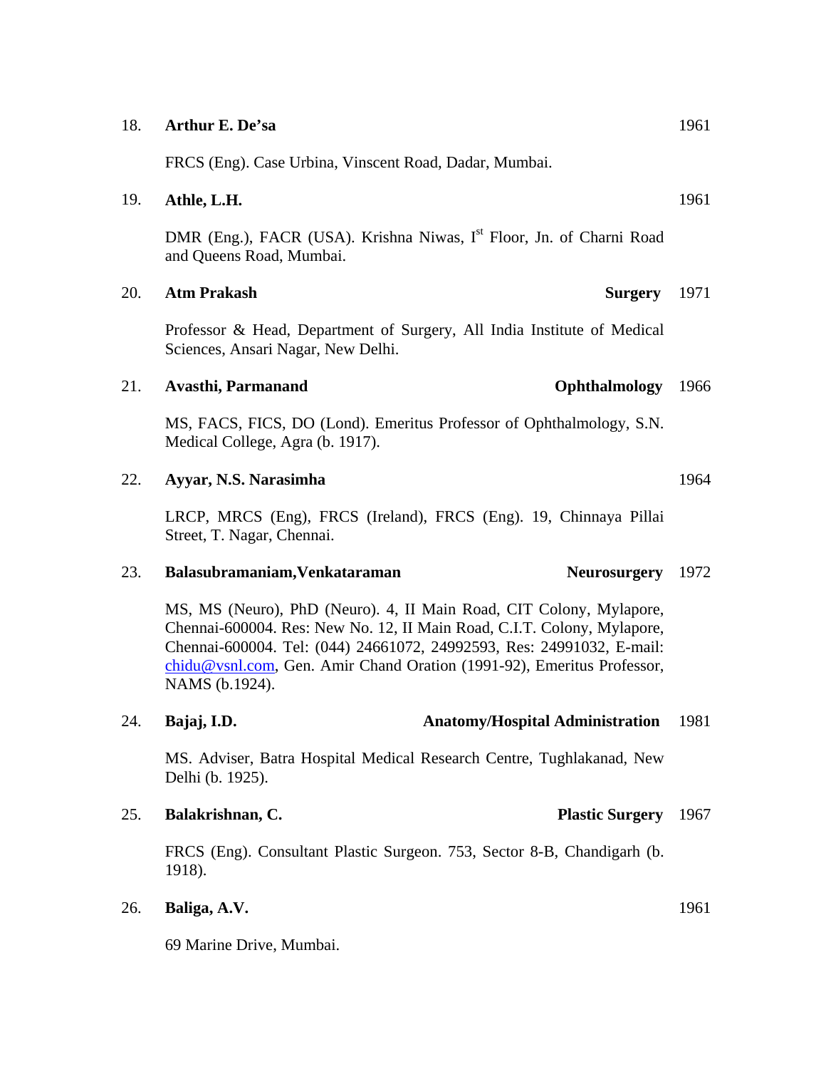18. **Arthur E. De'sa** 1961

FRCS (Eng). Case Urbina, Vinscent Road, Dadar, Mumbai.

19. **Athle, L.H.** 1961

DMR (Eng.), FACR (USA). Krishna Niwas, I[st] Floor, Jn. of Charni Road and Queens Road, Mumbai.

20. **Atm Prakash** **Surgery** 1971

Professor & Head, Department of Surgery, All India Institute of Medical Sciences, Ansari Nagar, New Delhi.

21. **Avasthi, Parmanand** **Ophthalmology** 1966

MS, FACS, FICS, DO (Lond). Emeritus Professor of Ophthalmology, S.N. Medical College, Agra (b. 1917).

22. **Ayyar, N.S. Narasimha** 1964

LRCP, MRCS (Eng), FRCS (Ireland), FRCS (Eng). 19, Chinnaya Pillai Street, T. Nagar, Chennai.

23. **Balasubramaniam,Venkataraman** **Neurosurgery** 1972

MS, MS (Neuro), PhD (Neuro). 4, II Main Road, CIT Colony, Mylapore, Chennai-600004. Res: New No. 12, II Main Road, C.I.T. Colony, Mylapore, Chennai-600004. Tel: (044) 24661072, 24992593, Res: 24991032, E-mail: chidu@vsnl.com, Gen. Amir Chand Oration (1991-92), Emeritus Professor, NAMS (b.1924).

24. **Bajaj, I.D.** **Anatomy/Hospital Administration** 1981

MS. Adviser, Batra Hospital Medical Research Centre, Tughlakanad, New Delhi (b. 1925).

25. **Balakrishnan, C.** **Plastic Surgery** 1967

FRCS (Eng). Consultant Plastic Surgeon. 753, Sector 8-B, Chandigarh (b. 1918).

26. **Baliga, A.V.** 1961

69 Marine Drive, Mumbai.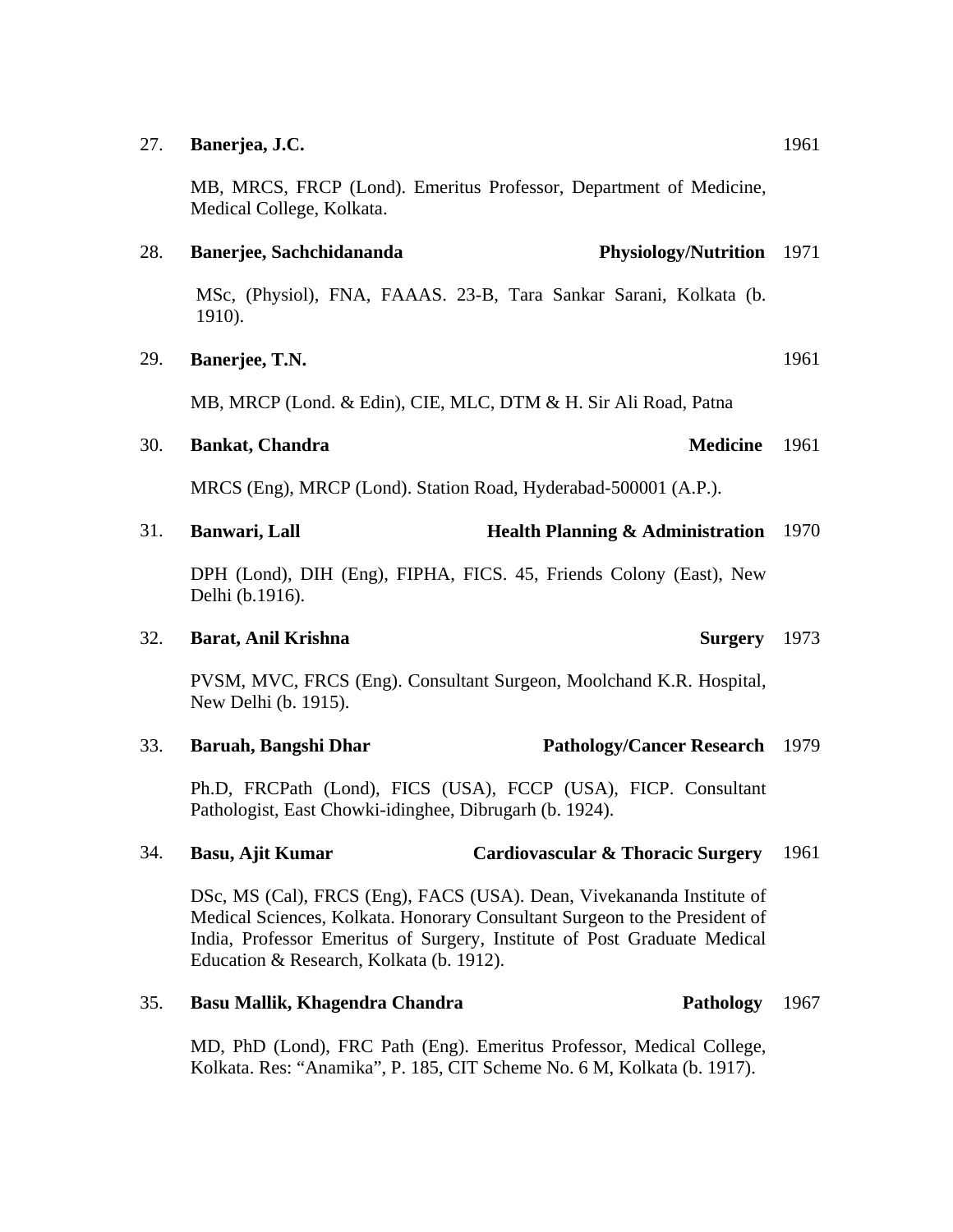27. **Banerjea, J.C.** 1961

MB, MRCS, FRCP (Lond). Emeritus Professor, Department of Medicine, Medical College, Kolkata.

28. **Banerjee, Sachchidananda** **Physiology/Nutrition** 1971

MSc, (Physiol), FNA, FAAAS. 23-B, Tara Sankar Sarani, Kolkata (b. 1910).

29. **Banerjee, T.N.** 1961

MB, MRCP (Lond. & Edin), CIE, MLC, DTM & H. Sir Ali Road, Patna

30. **Bankat, Chandra** **Medicine** 1961

MRCS (Eng), MRCP (Lond). Station Road, Hyderabad-500001 (A.P.).

31. **Banwari, Lall** **Health Planning & Administration** 1970

DPH (Lond), DIH (Eng), FIPHA, FICS. 45, Friends Colony (East), New Delhi (b.1916).

32. **Barat, Anil Krishna** **Surgery** 1973

PVSM, MVC, FRCS (Eng). Consultant Surgeon, Moolchand K.R. Hospital, New Delhi (b. 1915).

33. **Baruah, Bangshi Dhar** **Pathology/Cancer Research** 1979

Ph.D, FRCPath (Lond), FICS (USA), FCCP (USA), FICP. Consultant Pathologist, East Chowki-idinghee, Dibrugarh (b. 1924).

34. **Basu, Ajit Kumar** **Cardiovascular & Thoracic Surgery** 1961

DSc, MS (Cal), FRCS (Eng), FACS (USA). Dean, Vivekananda Institute of Medical Sciences, Kolkata. Honorary Consultant Surgeon to the President of India, Professor Emeritus of Surgery, Institute of Post Graduate Medical Education & Research, Kolkata (b. 1912).

35. **Basu Mallik, Khagendra Chandra** **Pathology** 1967

MD, PhD (Lond), FRC Path (Eng). Emeritus Professor, Medical College, Kolkata. Res: "Anamika", P. 185, CIT Scheme No. 6 M, Kolkata (b. 1917).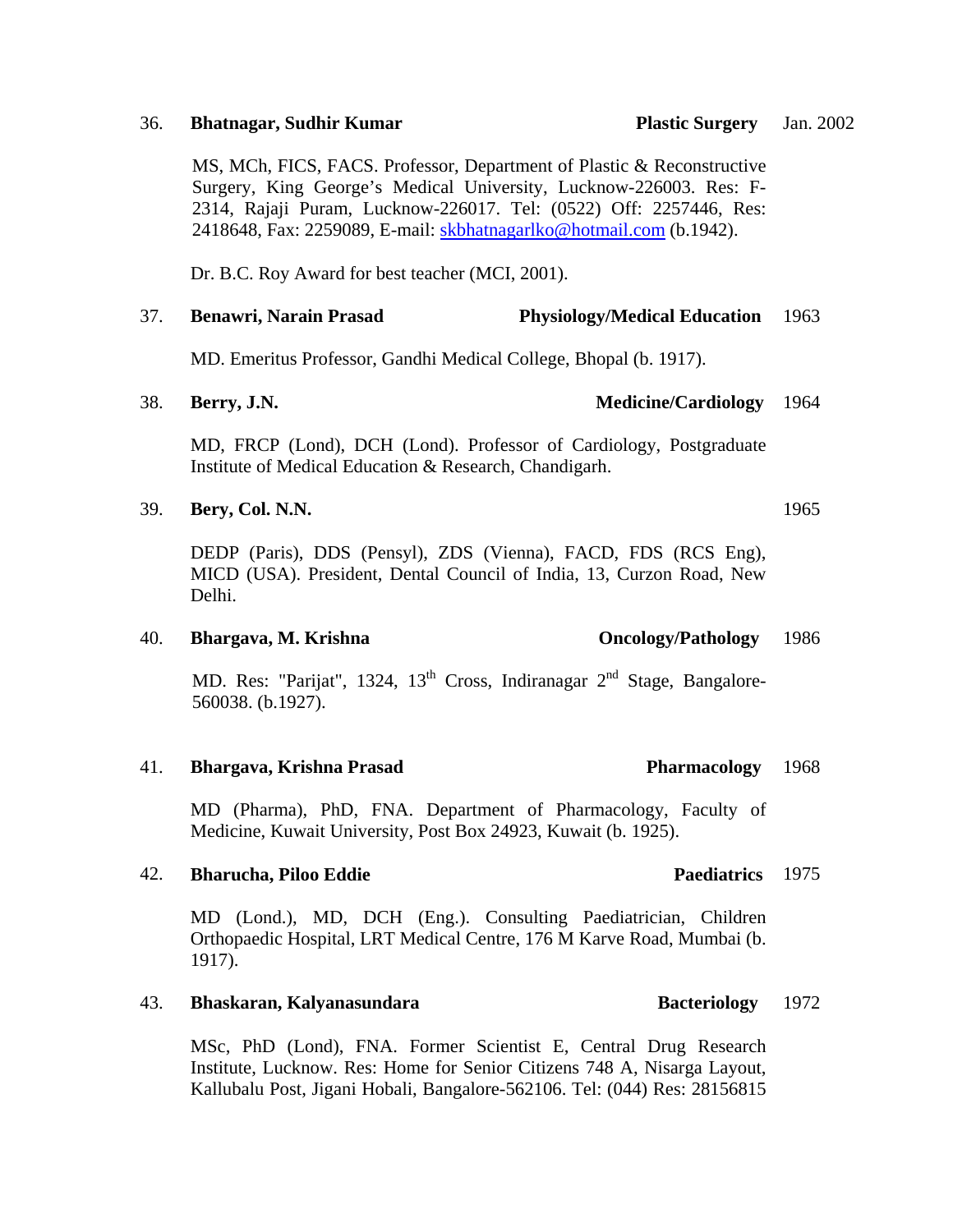36. **Bhatnagar, Sudhir Kumar** **Plastic Surgery** Jan. 2002

MS, MCh, FICS, FACS. Professor, Department of Plastic & Reconstructive Surgery, King George's Medical University, Lucknow-226003. Res: F-2314, Rajaji Puram, Lucknow-226017. Tel: (0522) Off: 2257446, Res: 2418648, Fax: 2259089, E-mail: skbhatnagarlko@hotmail.com (b.1942).

Dr. B.C. Roy Award for best teacher (MCI, 2001).

37. **Benawri, Narain Prasad** **Physiology/Medical Education** 1963

MD. Emeritus Professor, Gandhi Medical College, Bhopal (b. 1917).

38. **Berry, J.N.** **Medicine/Cardiology** 1964

MD, FRCP (Lond), DCH (Lond). Professor of Cardiology, Postgraduate Institute of Medical Education & Research, Chandigarh.

39. **Bery, Col. N.N.** 1965

DEDP (Paris), DDS (Pensyl), ZDS (Vienna), FACD, FDS (RCS Eng), MICD (USA). President, Dental Council of India, 13, Curzon Road, New Delhi.

40. **Bhargava, M. Krishna** **Oncology/Pathology** 1986

MD. Res: "Parijat", 1324, 13th Cross, Indiranagar 2nd Stage, Bangalore-560038. (b.1927).

41. **Bhargava, Krishna Prasad** **Pharmacology** 1968

MD (Pharma), PhD, FNA. Department of Pharmacology, Faculty of Medicine, Kuwait University, Post Box 24923, Kuwait (b. 1925).

42. **Bharucha, Piloo Eddie** **Paediatrics** 1975

MD (Lond.), MD, DCH (Eng.). Consulting Paediatrician, Children Orthopaedic Hospital, LRT Medical Centre, 176 M Karve Road, Mumbai (b. 1917).

43. **Bhaskaran, Kalyanasundara** **Bacteriology** 1972

MSc, PhD (Lond), FNA. Former Scientist E, Central Drug Research Institute, Lucknow. Res: Home for Senior Citizens 748 A, Nisarga Layout, Kallubalu Post, Jigani Hobali, Bangalore-562106. Tel: (044) Res: 28156815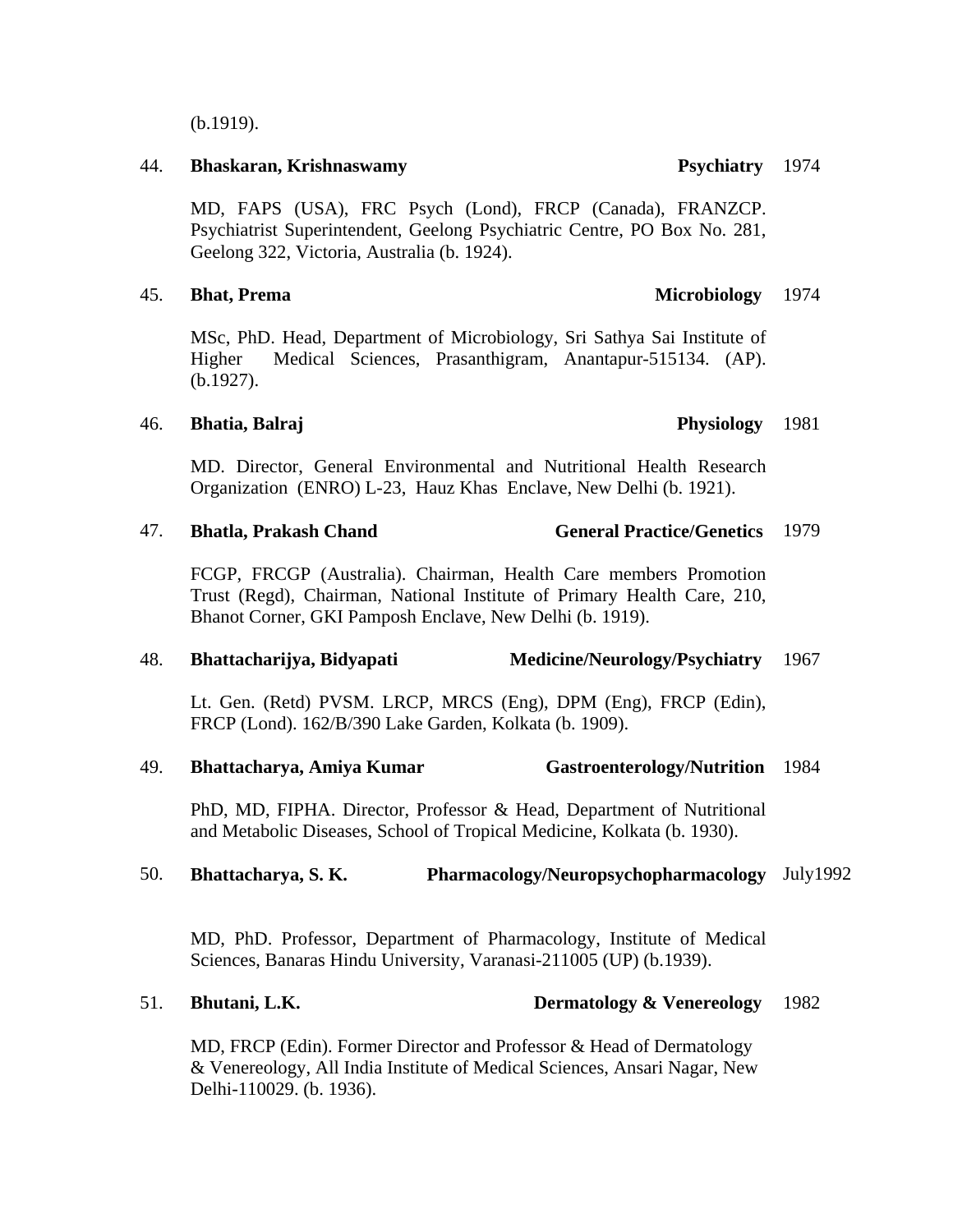(b.1919).

44. **Bhaskaran, Krishnaswamy** **Psychiatry** 1974

MD, FAPS (USA), FRC Psych (Lond), FRCP (Canada), FRANZCP. Psychiatrist Superintendent, Geelong Psychiatric Centre, PO Box No. 281, Geelong 322, Victoria, Australia (b. 1924).

45. **Bhat, Prema** **Microbiology** 1974

MSc, PhD. Head, Department of Microbiology, Sri Sathya Sai Institute of Higher Medical Sciences, Prasanthigram, Anantapur-515134. (AP). (b.1927).

46. **Bhatia, Balraj** **Physiology** 1981

MD. Director, General Environmental and Nutritional Health Research Organization (ENRO) L-23, Hauz Khas Enclave, New Delhi (b. 1921).

47. **Bhatla, Prakash Chand** **General Practice/Genetics** 1979

FCGP, FRCGP (Australia). Chairman, Health Care members Promotion Trust (Regd), Chairman, National Institute of Primary Health Care, 210, Bhanot Corner, GKI Pamposh Enclave, New Delhi (b. 1919).

48. **Bhattacharijya, Bidyapati** **Medicine/Neurology/Psychiatry** 1967

Lt. Gen. (Retd) PVSM. LRCP, MRCS (Eng), DPM (Eng), FRCP (Edin), FRCP (Lond). 162/B/390 Lake Garden, Kolkata (b. 1909).

49. **Bhattacharya, Amiya Kumar** **Gastroenterology/Nutrition** 1984

PhD, MD, FIPHA. Director, Professor & Head, Department of Nutritional and Metabolic Diseases, School of Tropical Medicine, Kolkata (b. 1930).

50. **Bhattacharya, S. K.** **Pharmacology/Neuropsychopharmacology** July1992

MD, PhD. Professor, Department of Pharmacology, Institute of Medical Sciences, Banaras Hindu University, Varanasi-211005 (UP) (b.1939).

51. **Bhutani, L.K.** **Dermatology & Venereology** 1982

MD, FRCP (Edin). Former Director and Professor & Head of Dermatology & Venereology, All India Institute of Medical Sciences, Ansari Nagar, New Delhi-110029. (b. 1936).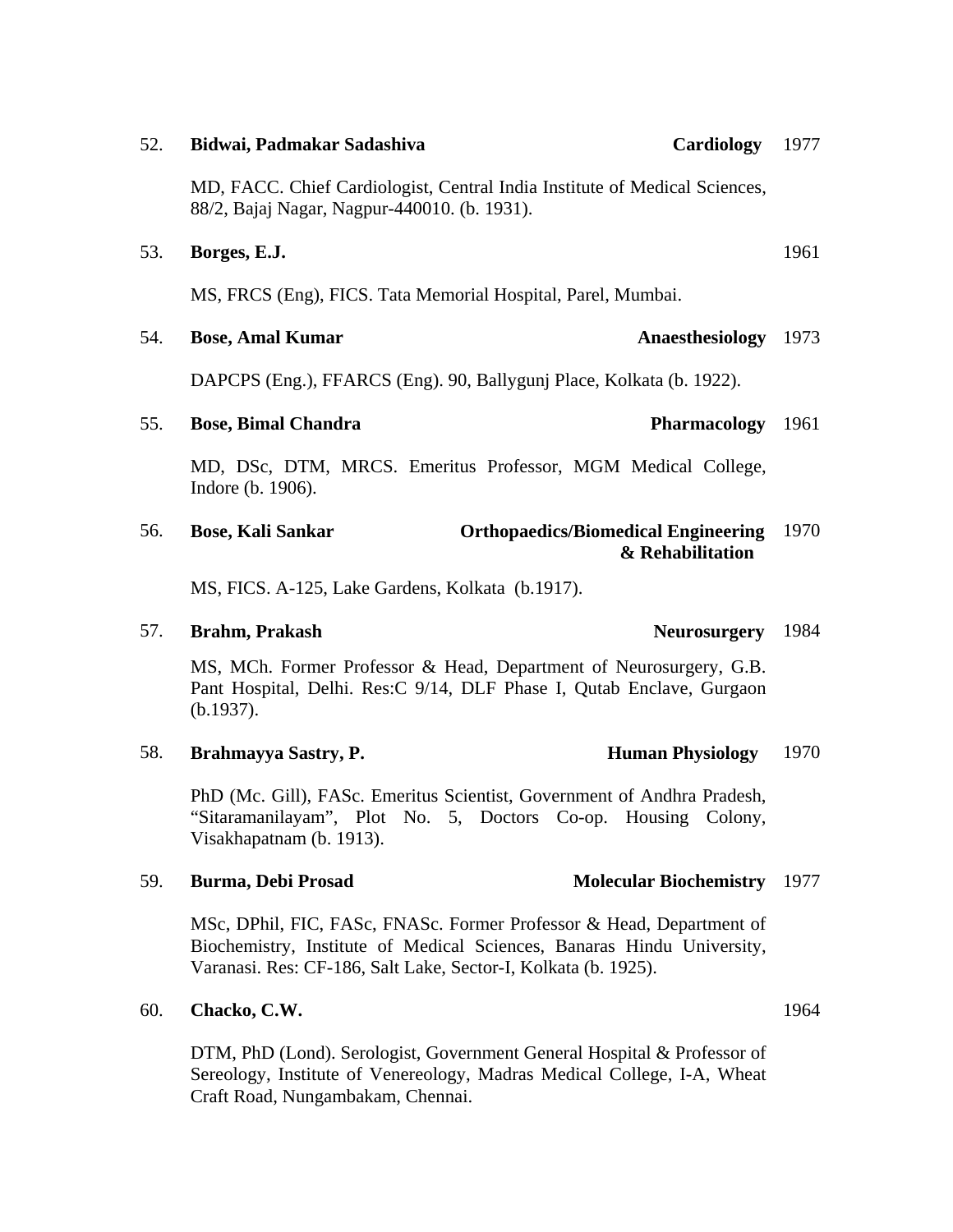52. **Bidwai, Padmakar Sadashiva** **Cardiology** 1977

MD, FACC. Chief Cardiologist, Central India Institute of Medical Sciences, 88/2, Bajaj Nagar, Nagpur-440010. (b. 1931).

53. **Borges, E.J.** 1961

MS, FRCS (Eng), FICS. Tata Memorial Hospital, Parel, Mumbai.

54. **Bose, Amal Kumar** **Anaesthesiology** 1973

DAPCPS (Eng.), FFARCS (Eng). 90, Ballygunj Place, Kolkata (b. 1922).

55. **Bose, Bimal Chandra** **Pharmacology** 1961

MD, DSc, DTM, MRCS. Emeritus Professor, MGM Medical College, Indore (b. 1906).

56. **Bose, Kali Sankar** **Orthopaedics/Biomedical Engineering & Rehabilitation** 1970

MS, FICS. A-125, Lake Gardens, Kolkata (b.1917).

57. **Brahm, Prakash** **Neurosurgery** 1984

MS, MCh. Former Professor & Head, Department of Neurosurgery, G.B. Pant Hospital, Delhi. Res:C 9/14, DLF Phase I, Qutab Enclave, Gurgaon (b.1937).

58. **Brahmayya Sastry, P.** **Human Physiology** 1970

PhD (Mc. Gill), FASc. Emeritus Scientist, Government of Andhra Pradesh, "Sitaramanilayam", Plot No. 5, Doctors Co-op. Housing Colony, Visakhapatnam (b. 1913).

59. **Burma, Debi Prosad** **Molecular Biochemistry** 1977

MSc, DPhil, FIC, FASc, FNASc. Former Professor & Head, Department of Biochemistry, Institute of Medical Sciences, Banaras Hindu University, Varanasi. Res: CF-186, Salt Lake, Sector-I, Kolkata (b. 1925).

60. **Chacko, C.W.** 1964

DTM, PhD (Lond). Serologist, Government General Hospital & Professor of Sereology, Institute of Venereology, Madras Medical College, I-A, Wheat Craft Road, Nungambakam, Chennai.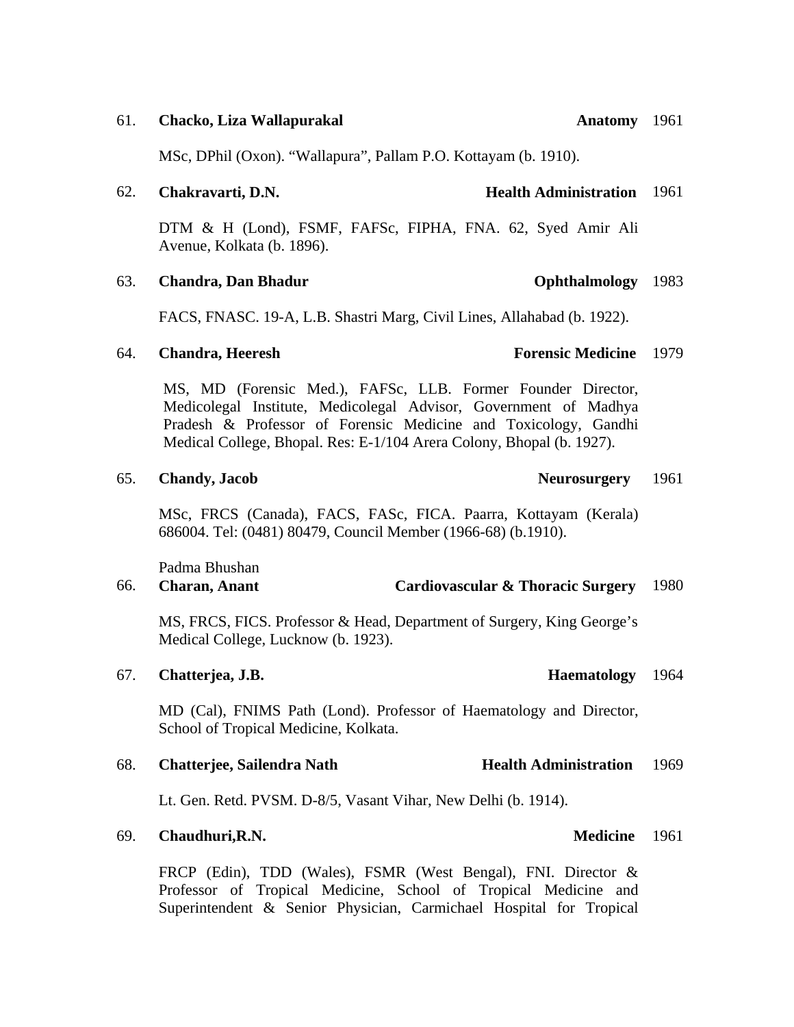61. **Chacko, Liza Wallapurakal** **Anatomy** 1961

MSc, DPhil (Oxon). “Wallapura”, Pallam P.O. Kottayam (b. 1910).

62. **Chakravarti, D.N.** **Health Administration** 1961

DTM & H (Lond), FSMF, FAFSc, FIPHA, FNA. 62, Syed Amir Ali Avenue, Kolkata (b. 1896).

63. **Chandra, Dan Bhadur** **Ophthalmology** 1983

FACS, FNASC. 19-A, L.B. Shastri Marg, Civil Lines, Allahabad (b. 1922).

64. **Chandra, Heeresh** **Forensic Medicine** 1979

MS, MD (Forensic Med.), FAFSc, LLB. Former Founder Director, Medicolegal Institute, Medicolegal Advisor, Government of Madhya Pradesh & Professor of Forensic Medicine and Toxicology, Gandhi Medical College, Bhopal. Res: E-1/104 Arera Colony, Bhopal (b. 1927).

65. **Chandy, Jacob** **Neurosurgery** 1961

MSc, FRCS (Canada), FACS, FASc, FICA. Paarra, Kottayam (Kerala) 686004. Tel: (0481) 80479, Council Member (1966-68) (b.1910).

Padma Bhushan

66. **Charan, Anant** **Cardiovascular & Thoracic Surgery** 1980

MS, FRCS, FICS. Professor & Head, Department of Surgery, King George’s Medical College, Lucknow (b. 1923).

67. **Chatterjea, J.B.** **Haematology** 1964

MD (Cal), FNIMS Path (Lond). Professor of Haematology and Director, School of Tropical Medicine, Kolkata.

68. **Chatterjee, Sailendra Nath** **Health Administration** 1969

Lt. Gen. Retd. PVSM. D-8/5, Vasant Vihar, New Delhi (b. 1914).

69. **Chaudhuri,R.N.** **Medicine** 1961

FRCP (Edin), TDD (Wales), FSMR (West Bengal), FNI. Director & Professor of Tropical Medicine, School of Tropical Medicine and Superintendent & Senior Physician, Carmichael Hospital for Tropical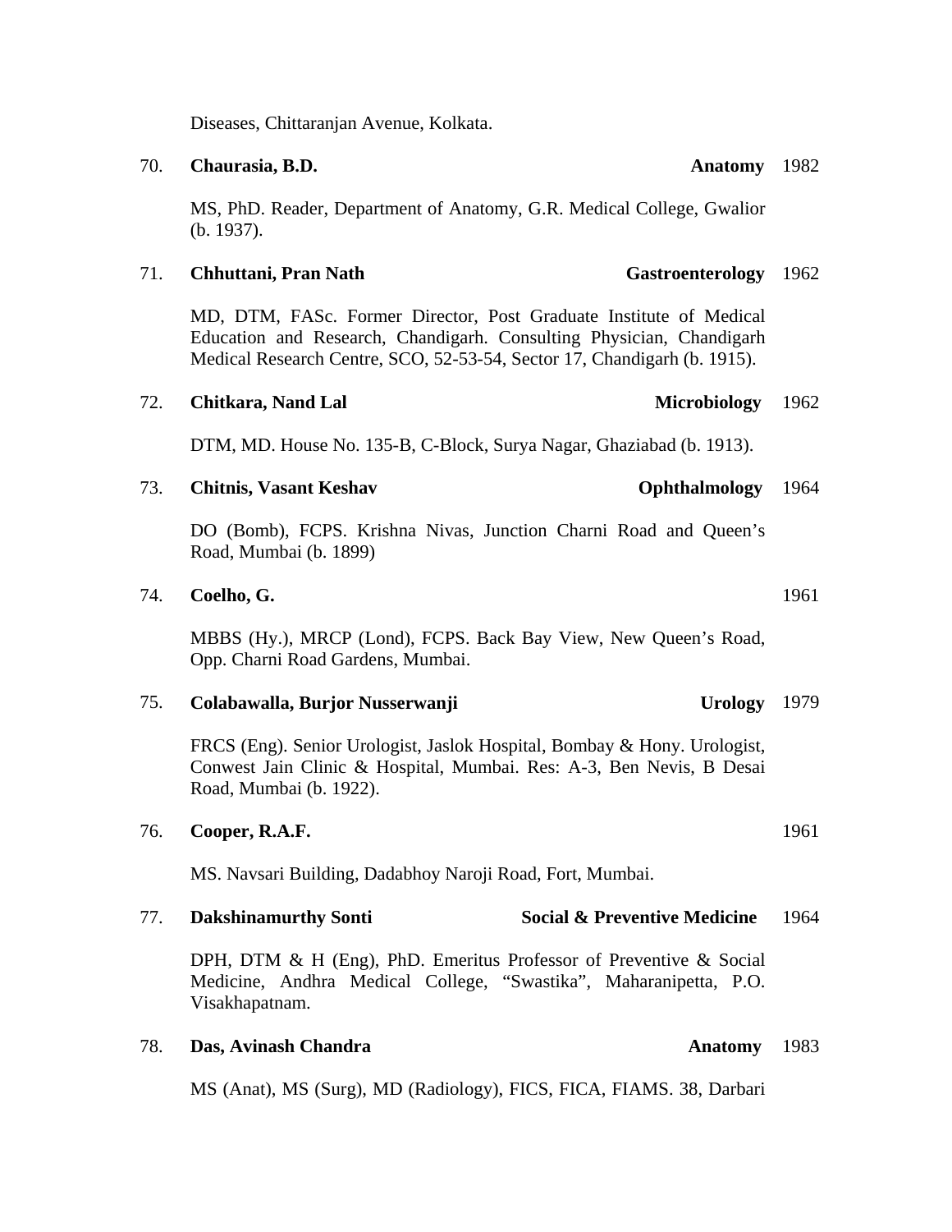Diseases, Chittaranjan Avenue, Kolkata.

70. **Chaurasia, B.D.** **Anatomy** 1982

MS, PhD. Reader, Department of Anatomy, G.R. Medical College, Gwalior (b. 1937).

71. **Chhuttani, Pran Nath** **Gastroenterology** 1962

MD, DTM, FASc. Former Director, Post Graduate Institute of Medical Education and Research, Chandigarh. Consulting Physician, Chandigarh Medical Research Centre, SCO, 52-53-54, Sector 17, Chandigarh (b. 1915).

72. **Chitkara, Nand Lal** **Microbiology** 1962

DTM, MD. House No. 135-B, C-Block, Surya Nagar, Ghaziabad (b. 1913).

73. **Chitnis, Vasant Keshav** **Ophthalmology** 1964

DO (Bomb), FCPS. Krishna Nivas, Junction Charni Road and Queen's Road, Mumbai (b. 1899)

74. **Coelho, G.** 1961

MBBS (Hy.), MRCP (Lond), FCPS. Back Bay View, New Queen's Road, Opp. Charni Road Gardens, Mumbai.

75. **Colabawalla, Burjor Nusserwanji** **Urology** 1979

FRCS (Eng). Senior Urologist, Jaslok Hospital, Bombay & Hony. Urologist, Conwest Jain Clinic & Hospital, Mumbai. Res: A-3, Ben Nevis, B Desai Road, Mumbai (b. 1922).

76. **Cooper, R.A.F.** 1961

MS. Navsari Building, Dadabhoy Naroji Road, Fort, Mumbai.

77. **Dakshinamurthy Sonti** **Social & Preventive Medicine** 1964

DPH, DTM & H (Eng), PhD. Emeritus Professor of Preventive & Social Medicine, Andhra Medical College, "Swastika", Maharanipetta, P.O. Visakhapatnam.

78. **Das, Avinash Chandra** **Anatomy** 1983

MS (Anat), MS (Surg), MD (Radiology), FICS, FICA, FIAMS. 38, Darbari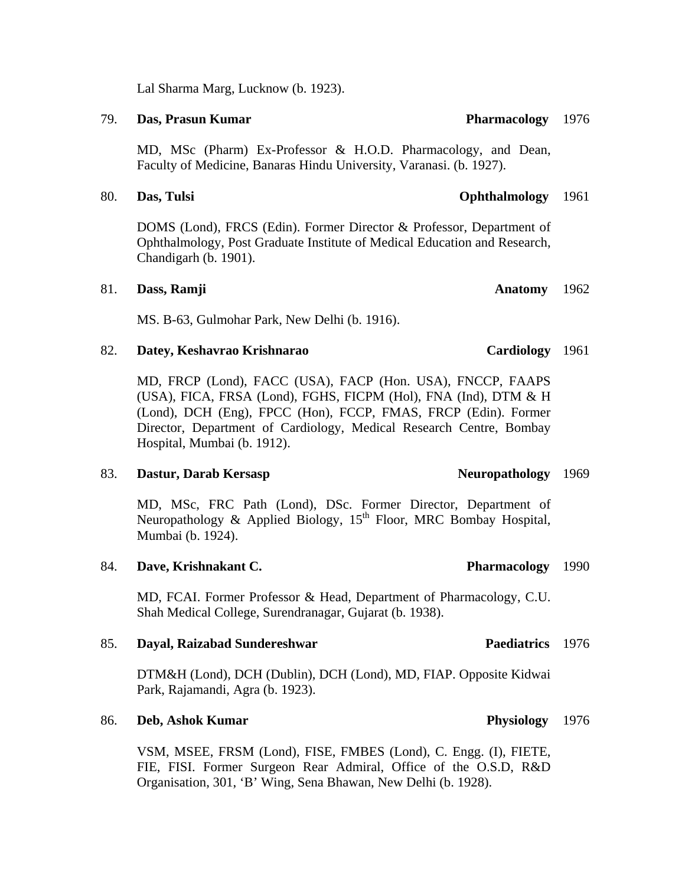Lal Sharma Marg, Lucknow (b. 1923).

79. **Das, Prasun Kumar** **Pharmacology** 1976

MD, MSc (Pharm) Ex-Professor & H.O.D. Pharmacology, and Dean, Faculty of Medicine, Banaras Hindu University, Varanasi. (b. 1927).

80. **Das, Tulsi** **Ophthalmology** 1961

DOMS (Lond), FRCS (Edin). Former Director & Professor, Department of Ophthalmology, Post Graduate Institute of Medical Education and Research, Chandigarh (b. 1901).

81. **Dass, Ramji** **Anatomy** 1962

MS. B-63, Gulmohar Park, New Delhi (b. 1916).

82. **Datey, Keshavrao Krishnarao** **Cardiology** 1961

MD, FRCP (Lond), FACC (USA), FACP (Hon. USA), FNCCP, FAAPS (USA), FICA, FRSA (Lond), FGHS, FICPM (Hol), FNA (Ind), DTM & H (Lond), DCH (Eng), FPCC (Hon), FCCP, FMAS, FRCP (Edin). Former Director, Department of Cardiology, Medical Research Centre, Bombay Hospital, Mumbai (b. 1912).

83. **Dastur, Darab Kersasp** **Neuropathology** 1969

MD, MSc, FRC Path (Lond), DSc. Former Director, Department of Neuropathology & Applied Biology, 15th Floor, MRC Bombay Hospital, Mumbai (b. 1924).

84. **Dave, Krishnakant C.** **Pharmacology** 1990

MD, FCAI. Former Professor & Head, Department of Pharmacology, C.U. Shah Medical College, Surendranagar, Gujarat (b. 1938).

85. **Dayal, Raizabad Sundereshwar** **Paediatrics** 1976

DTM&H (Lond), DCH (Dublin), DCH (Lond), MD, FIAP. Opposite Kidwai Park, Rajamandi, Agra (b. 1923).

86. **Deb, Ashok Kumar** **Physiology** 1976

VSM, MSEE, FRSM (Lond), FISE, FMBES (Lond), C. Engg. (I), FIETE, FIE, FISI. Former Surgeon Rear Admiral, Office of the O.S.D, R&D Organisation, 301, 'B' Wing, Sena Bhawan, New Delhi (b. 1928).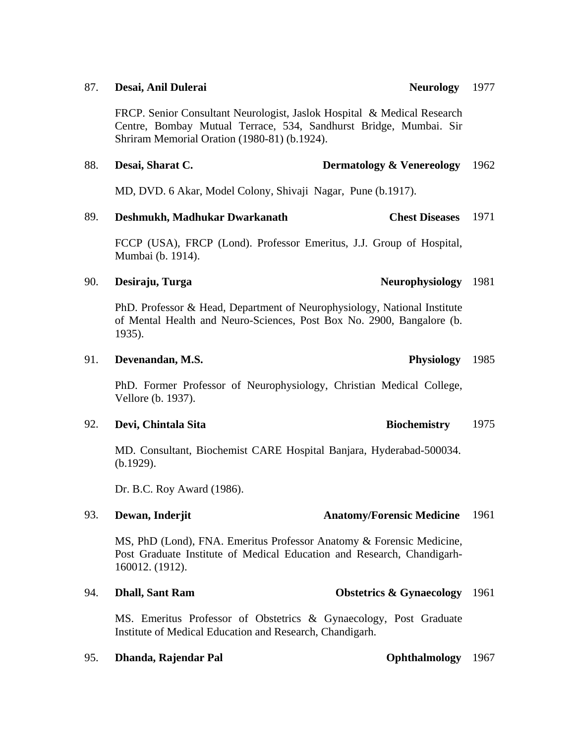87. **Desai, Anil Dulerai** **Neurology** 1977

FRCP. Senior Consultant Neurologist, Jaslok Hospital & Medical Research Centre, Bombay Mutual Terrace, 534, Sandhurst Bridge, Mumbai. Sir Shriram Memorial Oration (1980-81) (b.1924).

88. **Desai, Sharat C.** **Dermatology & Venereology** 1962

MD, DVD. 6 Akar, Model Colony, Shivaji Nagar, Pune (b.1917).

89. **Deshmukh, Madhukar Dwarkanath** **Chest Diseases** 1971

FCCP (USA), FRCP (Lond). Professor Emeritus, J.J. Group of Hospital, Mumbai (b. 1914).

90. **Desiraju, Turga** **Neurophysiology** 1981

PhD. Professor & Head, Department of Neurophysiology, National Institute of Mental Health and Neuro-Sciences, Post Box No. 2900, Bangalore (b. 1935).

91. **Devenandan, M.S.** **Physiology** 1985

PhD. Former Professor of Neurophysiology, Christian Medical College, Vellore (b. 1937).

92. **Devi, Chintala Sita** **Biochemistry** 1975

MD. Consultant, Biochemist CARE Hospital Banjara, Hyderabad-500034. (b.1929).

Dr. B.C. Roy Award (1986).

93. **Dewan, Inderjit** **Anatomy/Forensic Medicine** 1961

MS, PhD (Lond), FNA. Emeritus Professor Anatomy & Forensic Medicine, Post Graduate Institute of Medical Education and Research, Chandigarh-160012. (1912).

94. **Dhall, Sant Ram** **Obstetrics & Gynaecology** 1961

MS. Emeritus Professor of Obstetrics & Gynaecology, Post Graduate Institute of Medical Education and Research, Chandigarh.

95. **Dhanda, Rajendar Pal** **Ophthalmology** 1967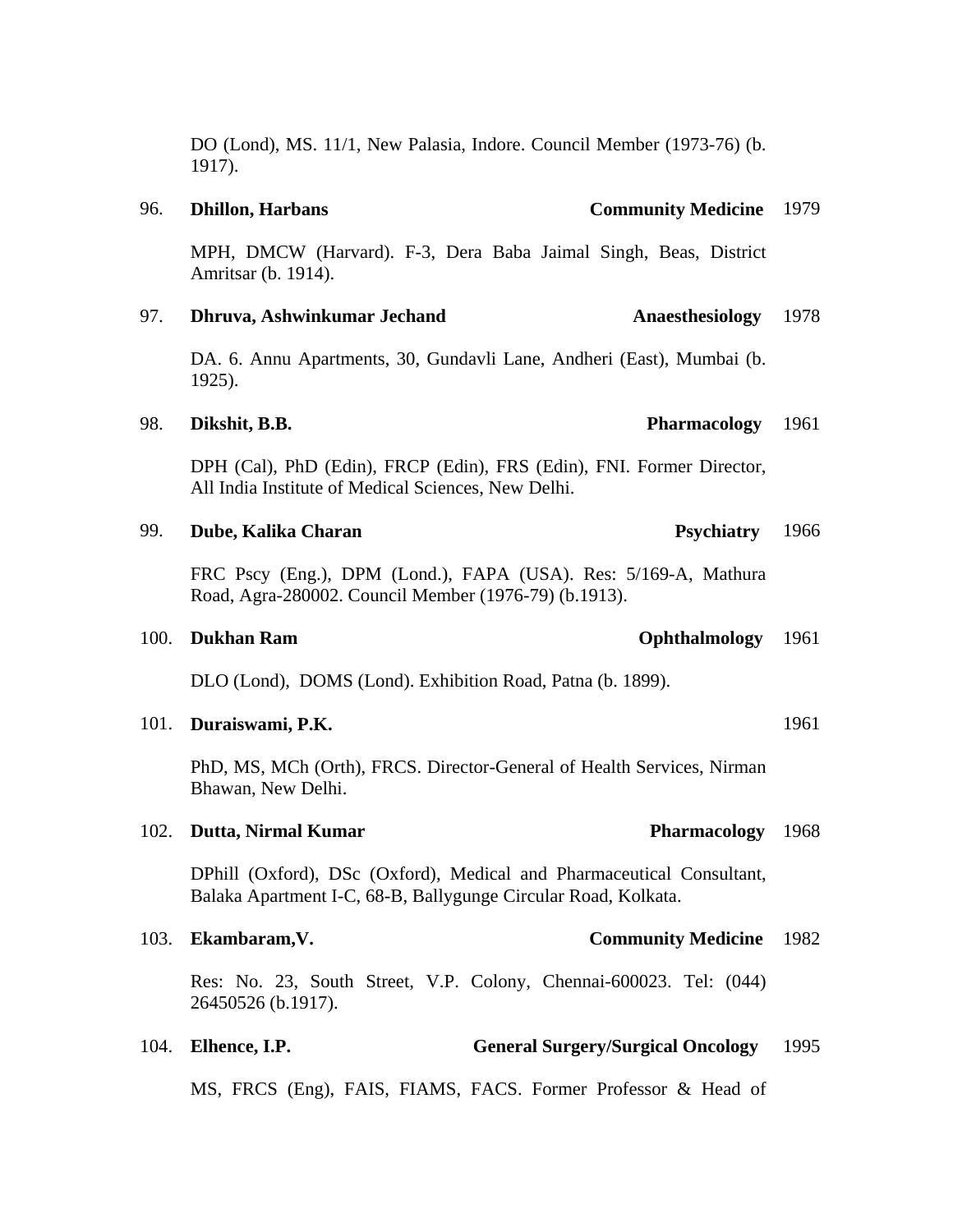DO (Lond), MS. 11/1, New Palasia, Indore. Council Member (1973-76) (b. 1917).

96. **Dhillon, Harbans** **Community Medicine** 1979

MPH, DMCW (Harvard). F-3, Dera Baba Jaimal Singh, Beas, District Amritsar (b. 1914).

97. **Dhruva, Ashwinkumar Jechand** **Anaesthesiology** 1978

DA. 6. Annu Apartments, 30, Gundavli Lane, Andheri (East), Mumbai (b. 1925).

98. **Dikshit, B.B.** **Pharmacology** 1961

DPH (Cal), PhD (Edin), FRCP (Edin), FRS (Edin), FNI. Former Director, All India Institute of Medical Sciences, New Delhi.

99. **Dube, Kalika Charan** **Psychiatry** 1966

FRC Pscy (Eng.), DPM (Lond.), FAPA (USA). Res: 5/169-A, Mathura Road, Agra-280002. Council Member (1976-79) (b.1913).

100. **Dukhan Ram** **Ophthalmology** 1961

DLO (Lond), DOMS (Lond). Exhibition Road, Patna (b. 1899).

101. **Duraiswami, P.K.** 1961

PhD, MS, MCh (Orth), FRCS. Director-General of Health Services, Nirman Bhawan, New Delhi.

102. **Dutta, Nirmal Kumar** **Pharmacology** 1968

DPhill (Oxford), DSc (Oxford), Medical and Pharmaceutical Consultant, Balaka Apartment I-C, 68-B, Ballygunge Circular Road, Kolkata.

103. **Ekambaram,V.** **Community Medicine** 1982

Res: No. 23, South Street, V.P. Colony, Chennai-600023. Tel: (044) 26450526 (b.1917).

104. **Elhence, I.P.** **General Surgery/Surgical Oncology** 1995

MS, FRCS (Eng), FAIS, FIAMS, FACS. Former Professor & Head of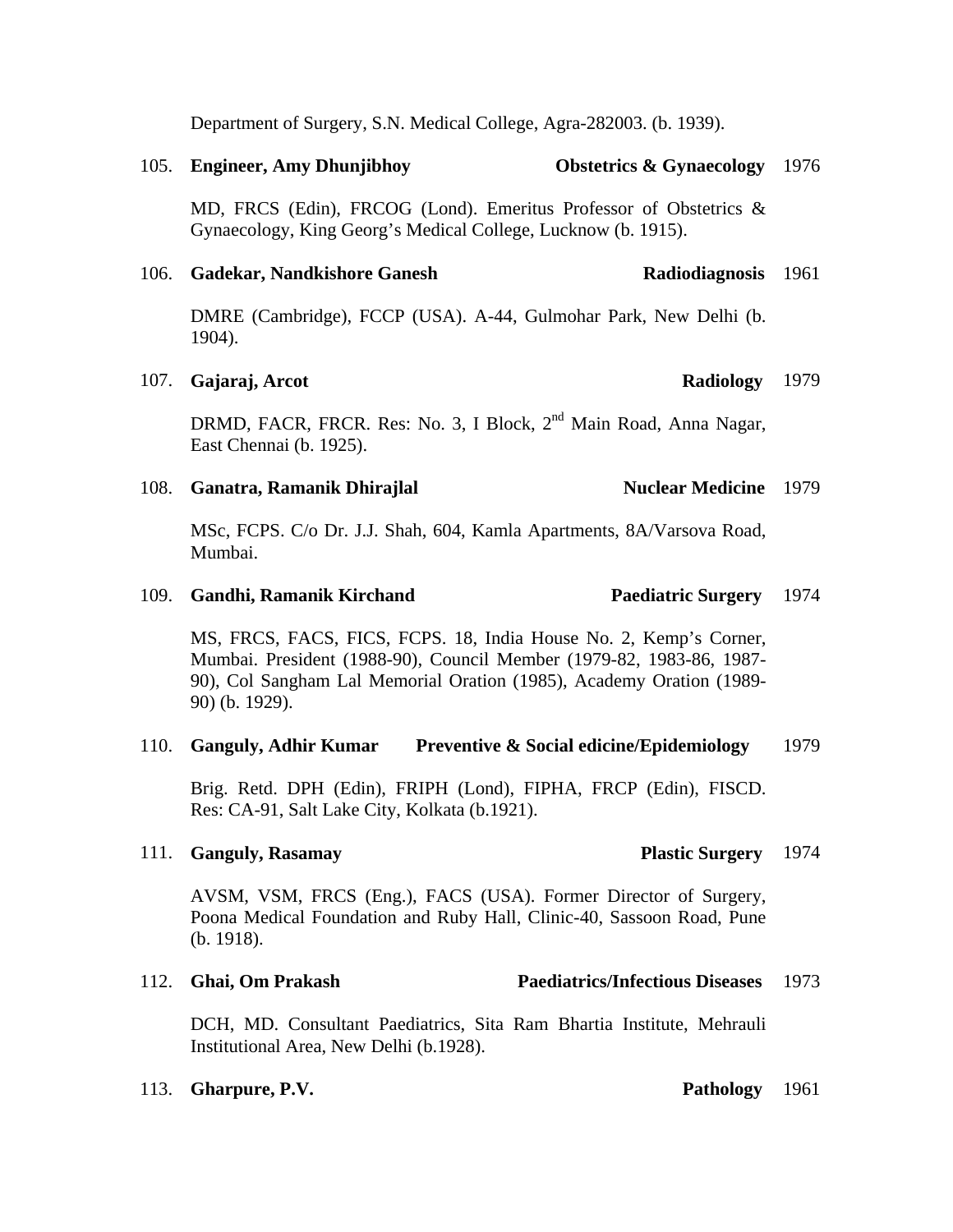Department of Surgery, S.N. Medical College, Agra-282003. (b. 1939).

105. **Engineer, Amy Dhunjibhoy** **Obstetrics & Gynaecology** 1976

MD, FRCS (Edin), FRCOG (Lond). Emeritus Professor of Obstetrics & Gynaecology, King Georg's Medical College, Lucknow (b. 1915).

106. **Gadekar, Nandkishore Ganesh** **Radiodiagnosis** 1961

DMRE (Cambridge), FCCP (USA). A-44, Gulmohar Park, New Delhi (b. 1904).

107. **Gajaraj, Arcot** **Radiology** 1979

DRMD, FACR, FRCR. Res: No. 3, I Block, 2nd Main Road, Anna Nagar, East Chennai (b. 1925).

108. **Ganatra, Ramanik Dhirajlal** **Nuclear Medicine** 1979

MSc, FCPS. C/o Dr. J.J. Shah, 604, Kamla Apartments, 8A/Varsova Road, Mumbai.

109. **Gandhi, Ramanik Kirchand** **Paediatric Surgery** 1974

MS, FRCS, FACS, FICS, FCPS. 18, India House No. 2, Kemp's Corner, Mumbai. President (1988-90), Council Member (1979-82, 1983-86, 1987-90), Col Sangham Lal Memorial Oration (1985), Academy Oration (1989-90) (b. 1929).

110. **Ganguly, Adhir Kumar** **Preventive & Social edicine/Epidemiology** 1979

Brig. Retd. DPH (Edin), FRIPH (Lond), FIPHA, FRCP (Edin), FISCD. Res: CA-91, Salt Lake City, Kolkata (b.1921).

111. **Ganguly, Rasamay** **Plastic Surgery** 1974

AVSM, VSM, FRCS (Eng.), FACS (USA). Former Director of Surgery, Poona Medical Foundation and Ruby Hall, Clinic-40, Sassoon Road, Pune (b. 1918).

112. **Ghai, Om Prakash** **Paediatrics/Infectious Diseases** 1973

DCH, MD. Consultant Paediatrics, Sita Ram Bhartia Institute, Mehrauli Institutional Area, New Delhi (b.1928).

113. **Gharpure, P.V.** **Pathology** 1961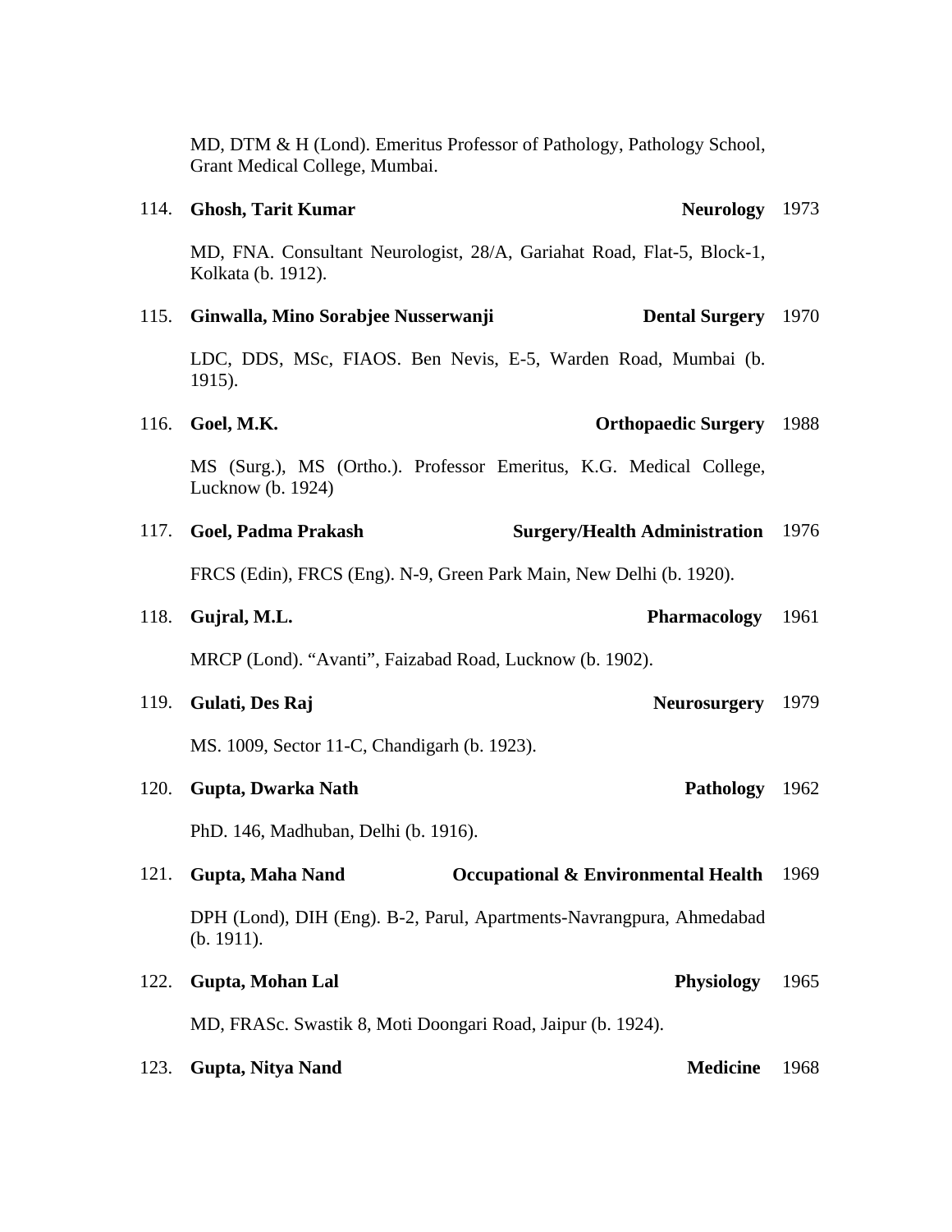MD, DTM & H (Lond). Emeritus Professor of Pathology, Pathology School, Grant Medical College, Mumbai.

114. **Ghosh, Tarit Kumar** **Neurology** 1973

MD, FNA. Consultant Neurologist, 28/A, Gariahat Road, Flat-5, Block-1, Kolkata (b. 1912).

115. **Ginwalla, Mino Sorabjee Nusserwanji** **Dental Surgery** 1970

LDC, DDS, MSc, FIAOS. Ben Nevis, E-5, Warden Road, Mumbai (b. 1915).

116. **Goel, M.K.** **Orthopaedic Surgery** 1988

MS (Surg.), MS (Ortho.). Professor Emeritus, K.G. Medical College, Lucknow (b. 1924)

117. **Goel, Padma Prakash** **Surgery/Health Administration** 1976

FRCS (Edin), FRCS (Eng). N-9, Green Park Main, New Delhi (b. 1920).

118. **Gujral, M.L.** **Pharmacology** 1961

MRCP (Lond). "Avanti", Faizabad Road, Lucknow (b. 1902).

119. **Gulati, Des Raj** **Neurosurgery** 1979

MS. 1009, Sector 11-C, Chandigarh (b. 1923).

120. **Gupta, Dwarka Nath** **Pathology** 1962

PhD. 146, Madhuban, Delhi (b. 1916).

121. **Gupta, Maha Nand** **Occupational & Environmental Health** 1969

DPH (Lond), DIH (Eng). B-2, Parul, Apartments-Navrangpura, Ahmedabad (b. 1911).

122. **Gupta, Mohan Lal** **Physiology** 1965

MD, FRASc. Swastik 8, Moti Doongari Road, Jaipur (b. 1924).

123. **Gupta, Nitya Nand** **Medicine** 1968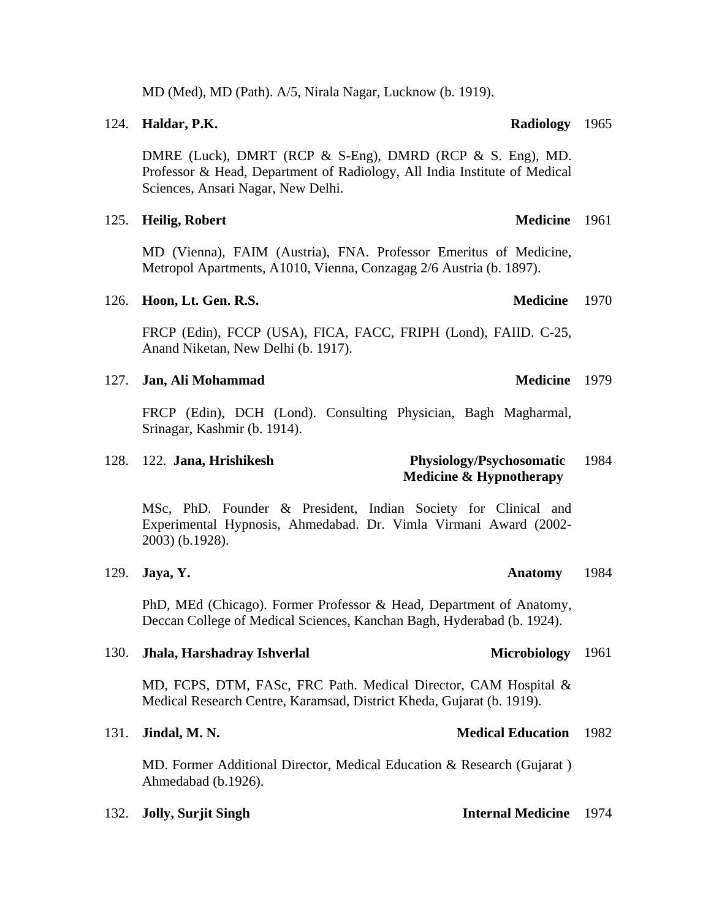MD (Med), MD (Path). A/5, Nirala Nagar, Lucknow (b. 1919).

124. **Haldar, P.K.** **Radiology** 1965

DMRE (Luck), DMRT (RCP & S-Eng), DMRD (RCP & S. Eng), MD. Professor & Head, Department of Radiology, All India Institute of Medical Sciences, Ansari Nagar, New Delhi.

125. **Heilig, Robert** **Medicine** 1961

MD (Vienna), FAIM (Austria), FNA. Professor Emeritus of Medicine, Metropol Apartments, A1010, Vienna, Conzagag 2/6 Austria (b. 1897).

126. **Hoon, Lt. Gen. R.S.** **Medicine** 1970

FRCP (Edin), FCCP (USA), FICA, FACC, FRIPH (Lond), FAIID. C-25, Anand Niketan, New Delhi (b. 1917).

127. **Jan, Ali Mohammad** **Medicine** 1979

FRCP (Edin), DCH (Lond). Consulting Physician, Bagh Magharmal, Srinagar, Kashmir (b. 1914).

128. 122. **Jana, Hrishikesh** **Physiology/Psychosomatic Medicine & Hypnotherapy** 1984

MSc, PhD. Founder & President, Indian Society for Clinical and Experimental Hypnosis, Ahmedabad. Dr. Vimla Virmani Award (2002-2003) (b.1928).

129. **Jaya, Y.** **Anatomy** 1984

PhD, MEd (Chicago). Former Professor & Head, Department of Anatomy, Deccan College of Medical Sciences, Kanchan Bagh, Hyderabad (b. 1924).

130. **Jhala, Harshadray Ishverlal** **Microbiology** 1961

MD, FCPS, DTM, FASc, FRC Path. Medical Director, CAM Hospital & Medical Research Centre, Karamsad, District Kheda, Gujarat (b. 1919).

131. **Jindal, M. N.** **Medical Education** 1982

MD. Former Additional Director, Medical Education & Research (Gujarat ) Ahmedabad (b.1926).

132. **Jolly, Surjit Singh** **Internal Medicine** 1974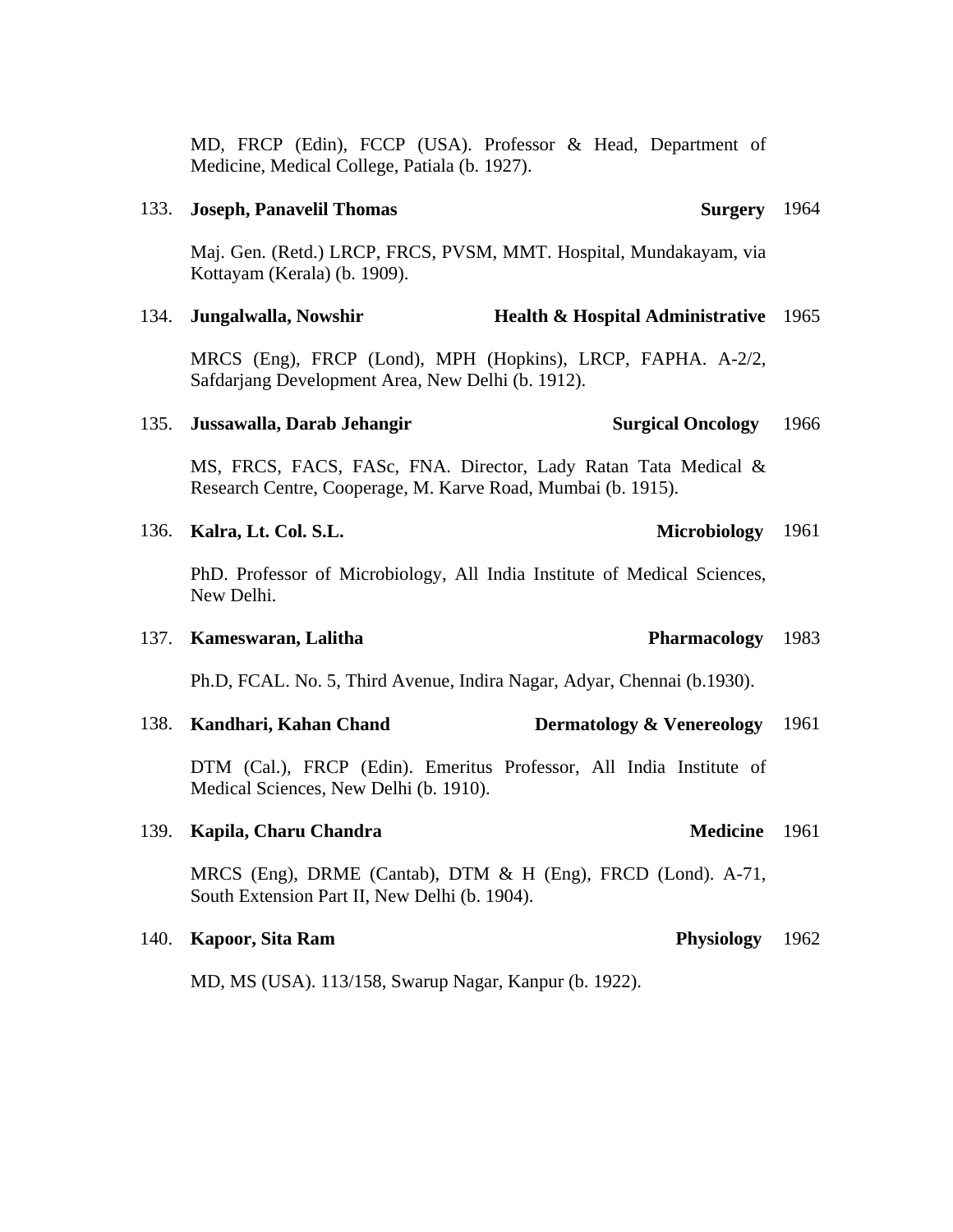MD, FRCP (Edin), FCCP (USA). Professor & Head, Department of Medicine, Medical College, Patiala (b. 1927).

133. **Joseph, Panavelil Thomas** **Surgery** 1964

Maj. Gen. (Retd.) LRCP, FRCS, PVSM, MMT. Hospital, Mundakayam, via Kottayam (Kerala) (b. 1909).

134. **Jungalwalla, Nowshir** **Health & Hospital Administrative** 1965

MRCS (Eng), FRCP (Lond), MPH (Hopkins), LRCP, FAPHA. A-2/2, Safdarjang Development Area, New Delhi (b. 1912).

135. **Jussawalla, Darab Jehangir** **Surgical Oncology** 1966

MS, FRCS, FACS, FASc, FNA. Director, Lady Ratan Tata Medical & Research Centre, Cooperage, M. Karve Road, Mumbai (b. 1915).

136. **Kalra, Lt. Col. S.L.** **Microbiology** 1961

PhD. Professor of Microbiology, All India Institute of Medical Sciences, New Delhi.

137. **Kameswaran, Lalitha** **Pharmacology** 1983

Ph.D, FCAL. No. 5, Third Avenue, Indira Nagar, Adyar, Chennai (b.1930).

138. **Kandhari, Kahan Chand** **Dermatology & Venereology** 1961

DTM (Cal.), FRCP (Edin). Emeritus Professor, All India Institute of Medical Sciences, New Delhi (b. 1910).

139. **Kapila, Charu Chandra** **Medicine** 1961

MRCS (Eng), DRME (Cantab), DTM & H (Eng), FRCD (Lond). A-71, South Extension Part II, New Delhi (b. 1904).

140. **Kapoor, Sita Ram** **Physiology** 1962

MD, MS (USA). 113/158, Swarup Nagar, Kanpur (b. 1922).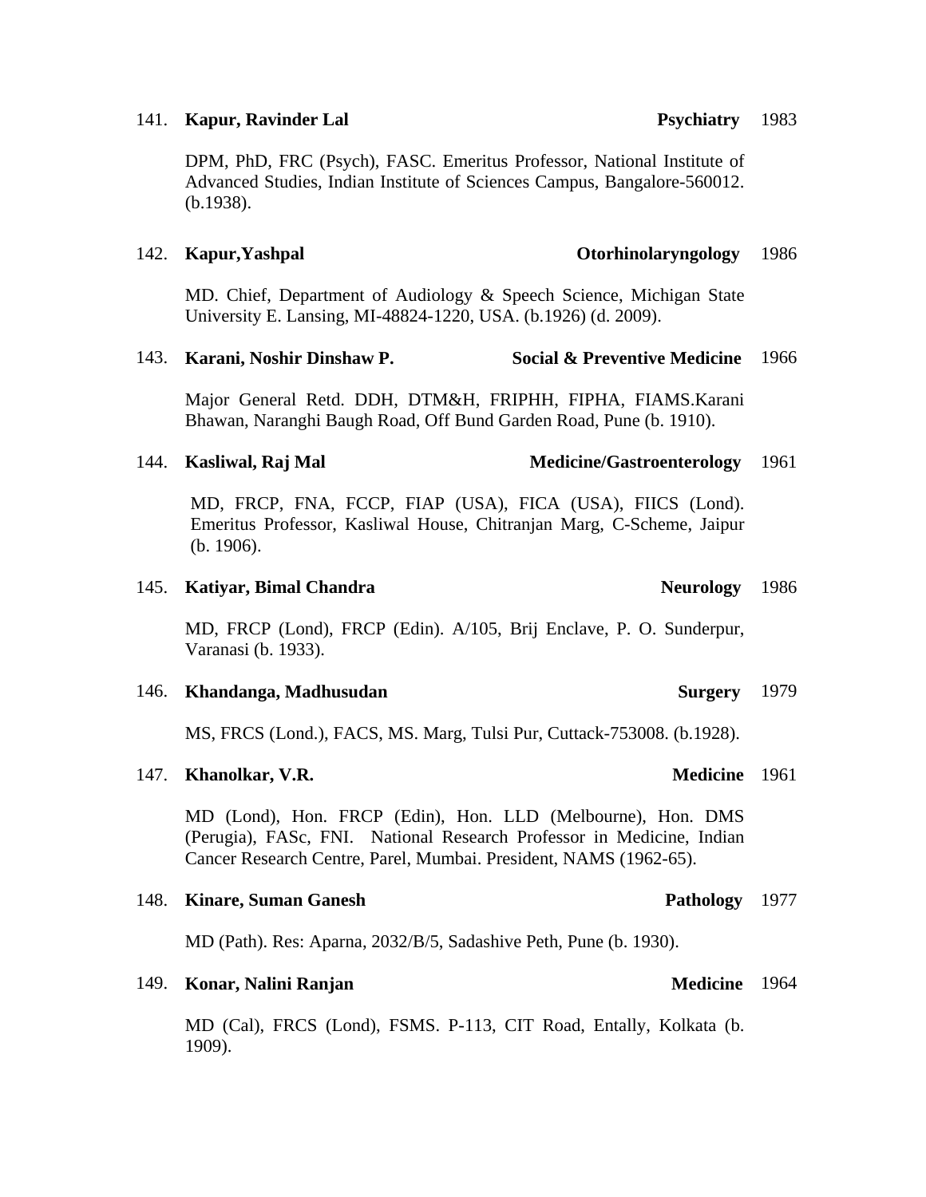141. **Kapur, Ravinder Lal** **Psychiatry** 1983

DPM, PhD, FRC (Psych), FASC. Emeritus Professor, National Institute of Advanced Studies, Indian Institute of Sciences Campus, Bangalore-560012. (b.1938).

142. **Kapur,Yashpal** **Otorhinolaryngology** 1986

MD. Chief, Department of Audiology & Speech Science, Michigan State University E. Lansing, MI-48824-1220, USA. (b.1926) (d. 2009).

143. **Karani, Noshir Dinshaw P.** **Social & Preventive Medicine** 1966

Major General Retd. DDH, DTM&H, FRIPHH, FIPHA, FIAMS.Karani Bhawan, Naranghi Baugh Road, Off Bund Garden Road, Pune (b. 1910).

144. **Kasliwal, Raj Mal** **Medicine/Gastroenterology** 1961

MD, FRCP, FNA, FCCP, FIAP (USA), FICA (USA), FIICS (Lond). Emeritus Professor, Kasliwal House, Chitranjan Marg, C-Scheme, Jaipur (b. 1906).

145. **Katiyar, Bimal Chandra** **Neurology** 1986

MD, FRCP (Lond), FRCP (Edin). A/105, Brij Enclave, P. O. Sunderpur, Varanasi (b. 1933).

146. **Khandanga, Madhusudan** **Surgery** 1979

MS, FRCS (Lond.), FACS, MS. Marg, Tulsi Pur, Cuttack-753008. (b.1928).

147. **Khanolkar, V.R.** **Medicine** 1961

MD (Lond), Hon. FRCP (Edin), Hon. LLD (Melbourne), Hon. DMS (Perugia), FASc, FNI. National Research Professor in Medicine, Indian Cancer Research Centre, Parel, Mumbai. President, NAMS (1962-65).

148. **Kinare, Suman Ganesh** **Pathology** 1977

MD (Path). Res: Aparna, 2032/B/5, Sadashive Peth, Pune (b. 1930).

149. **Konar, Nalini Ranjan** **Medicine** 1964

MD (Cal), FRCS (Lond), FSMS. P-113, CIT Road, Entally, Kolkata (b. 1909).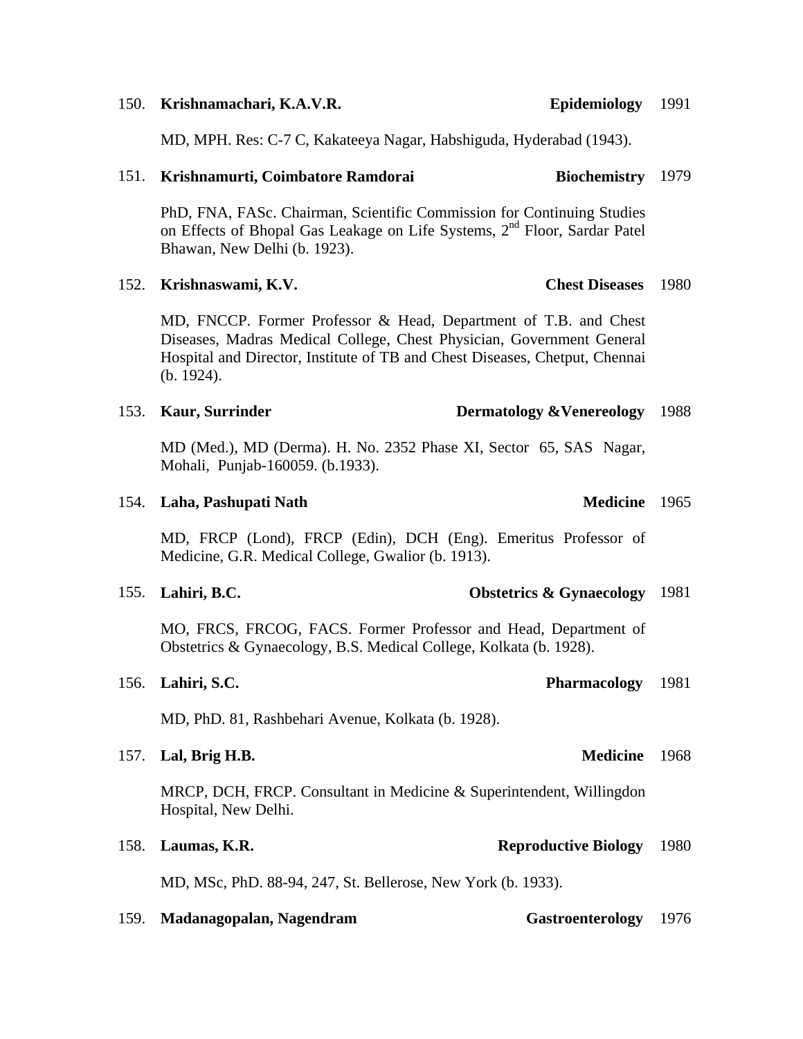150. **Krishnamachari, K.A.V.R.** **Epidemiology** 1991

MD, MPH. Res: C-7 C, Kakateeya Nagar, Habshiguda, Hyderabad (1943).

151. **Krishnamurti, Coimbatore Ramdorai** **Biochemistry** 1979

PhD, FNA, FASc. Chairman, Scientific Commission for Continuing Studies on Effects of Bhopal Gas Leakage on Life Systems, 2nd Floor, Sardar Patel Bhawan, New Delhi (b. 1923).

152. **Krishnaswami, K.V.** **Chest Diseases** 1980

MD, FNCCP. Former Professor & Head, Department of T.B. and Chest Diseases, Madras Medical College, Chest Physician, Government General Hospital and Director, Institute of TB and Chest Diseases, Chetput, Chennai (b. 1924).

153. **Kaur, Surrinder** **Dermatology &Venereology** 1988

MD (Med.), MD (Derma). H. No. 2352 Phase XI, Sector 65, SAS Nagar, Mohali, Punjab-160059. (b.1933).

154. **Laha, Pashupati Nath** **Medicine** 1965

MD, FRCP (Lond), FRCP (Edin), DCH (Eng). Emeritus Professor of Medicine, G.R. Medical College, Gwalior (b. 1913).

155. **Lahiri, B.C.** **Obstetrics & Gynaecology** 1981

MO, FRCS, FRCOG, FACS. Former Professor and Head, Department of Obstetrics & Gynaecology, B.S. Medical College, Kolkata (b. 1928).

156. **Lahiri, S.C.** **Pharmacology** 1981

MD, PhD. 81, Rashbehari Avenue, Kolkata (b. 1928).

157. **Lal, Brig H.B.** **Medicine** 1968

MRCP, DCH, FRCP. Consultant in Medicine & Superintendent, Willingdon Hospital, New Delhi.

158. **Laumas, K.R.** **Reproductive Biology** 1980

MD, MSc, PhD. 88-94, 247, St. Bellerose, New York (b. 1933).

159. **Madanagopalan, Nagendram** **Gastroenterology** 1976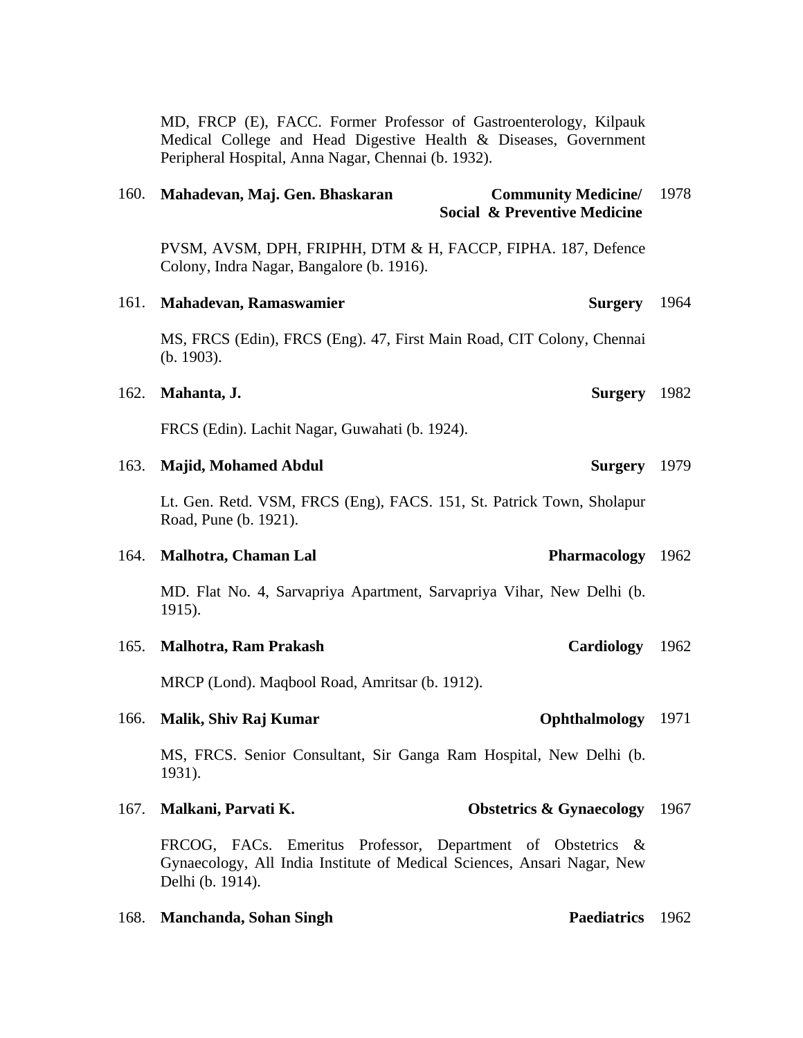MD, FRCP (E), FACC. Former Professor of Gastroenterology, Kilpauk Medical College and Head Digestive Health & Diseases, Government Peripheral Hospital, Anna Nagar, Chennai (b. 1932).

160. **Mahadevan, Maj. Gen. Bhaskaran** — **Community Medicine/ Social & Preventive Medicine** — 1978

PVSM, AVSM, DPH, FRIPHH, DTM & H, FACCP, FIPHA. 187, Defence Colony, Indra Nagar, Bangalore (b. 1916).

161. **Mahadevan, Ramaswamier** — **Surgery** — 1964

MS, FRCS (Edin), FRCS (Eng). 47, First Main Road, CIT Colony, Chennai (b. 1903).

162. **Mahanta, J.** — **Surgery** — 1982

FRCS (Edin). Lachit Nagar, Guwahati (b. 1924).

163. **Majid, Mohamed Abdul** — **Surgery** — 1979

Lt. Gen. Retd. VSM, FRCS (Eng), FACS. 151, St. Patrick Town, Sholapur Road, Pune (b. 1921).

164. **Malhotra, Chaman Lal** — **Pharmacology** — 1962

MD. Flat No. 4, Sarvapriya Apartment, Sarvapriya Vihar, New Delhi (b. 1915).

165. **Malhotra, Ram Prakash** — **Cardiology** — 1962

MRCP (Lond). Maqbool Road, Amritsar (b. 1912).

166. **Malik, Shiv Raj Kumar** — **Ophthalmology** — 1971

MS, FRCS. Senior Consultant, Sir Ganga Ram Hospital, New Delhi (b. 1931).

167. **Malkani, Parvati K.** — **Obstetrics & Gynaecology** — 1967

FRCOG, FACs. Emeritus Professor, Department of Obstetrics & Gynaecology, All India Institute of Medical Sciences, Ansari Nagar, New Delhi (b. 1914).

168. **Manchanda, Sohan Singh** — **Paediatrics** — 1962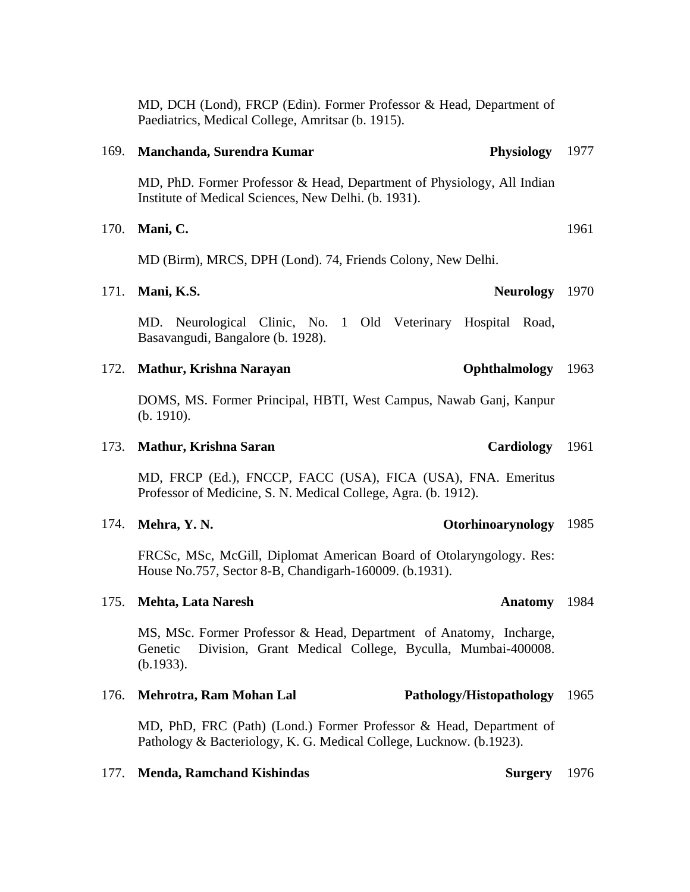MD, DCH (Lond), FRCP (Edin). Former Professor & Head, Department of Paediatrics, Medical College, Amritsar (b. 1915).

169. **Manchanda, Surendra Kumar** **Physiology** 1977

MD, PhD. Former Professor & Head, Department of Physiology, All Indian Institute of Medical Sciences, New Delhi. (b. 1931).

170. **Mani, C.** 1961

MD (Birm), MRCS, DPH (Lond). 74, Friends Colony, New Delhi.

171. **Mani, K.S.** **Neurology** 1970

MD. Neurological Clinic, No. 1 Old Veterinary Hospital Road, Basavangudi, Bangalore (b. 1928).

172. **Mathur, Krishna Narayan** **Ophthalmology** 1963

DOMS, MS. Former Principal, HBTI, West Campus, Nawab Ganj, Kanpur (b. 1910).

173. **Mathur, Krishna Saran** **Cardiology** 1961

MD, FRCP (Ed.), FNCCP, FACC (USA), FICA (USA), FNA. Emeritus Professor of Medicine, S. N. Medical College, Agra. (b. 1912).

174. **Mehra, Y. N.** **Otorhinoarynology** 1985

FRCSc, MSc, McGill, Diplomat American Board of Otolaryngology. Res: House No.757, Sector 8-B, Chandigarh-160009. (b.1931).

175. **Mehta, Lata Naresh** **Anatomy** 1984

MS, MSc. Former Professor & Head, Department of Anatomy, Incharge, Genetic Division, Grant Medical College, Byculla, Mumbai-400008. (b.1933).

176. **Mehrotra, Ram Mohan Lal** **Pathology/Histopathology** 1965

MD, PhD, FRC (Path) (Lond.) Former Professor & Head, Department of Pathology & Bacteriology, K. G. Medical College, Lucknow. (b.1923).

177. **Menda, Ramchand Kishindas** **Surgery** 1976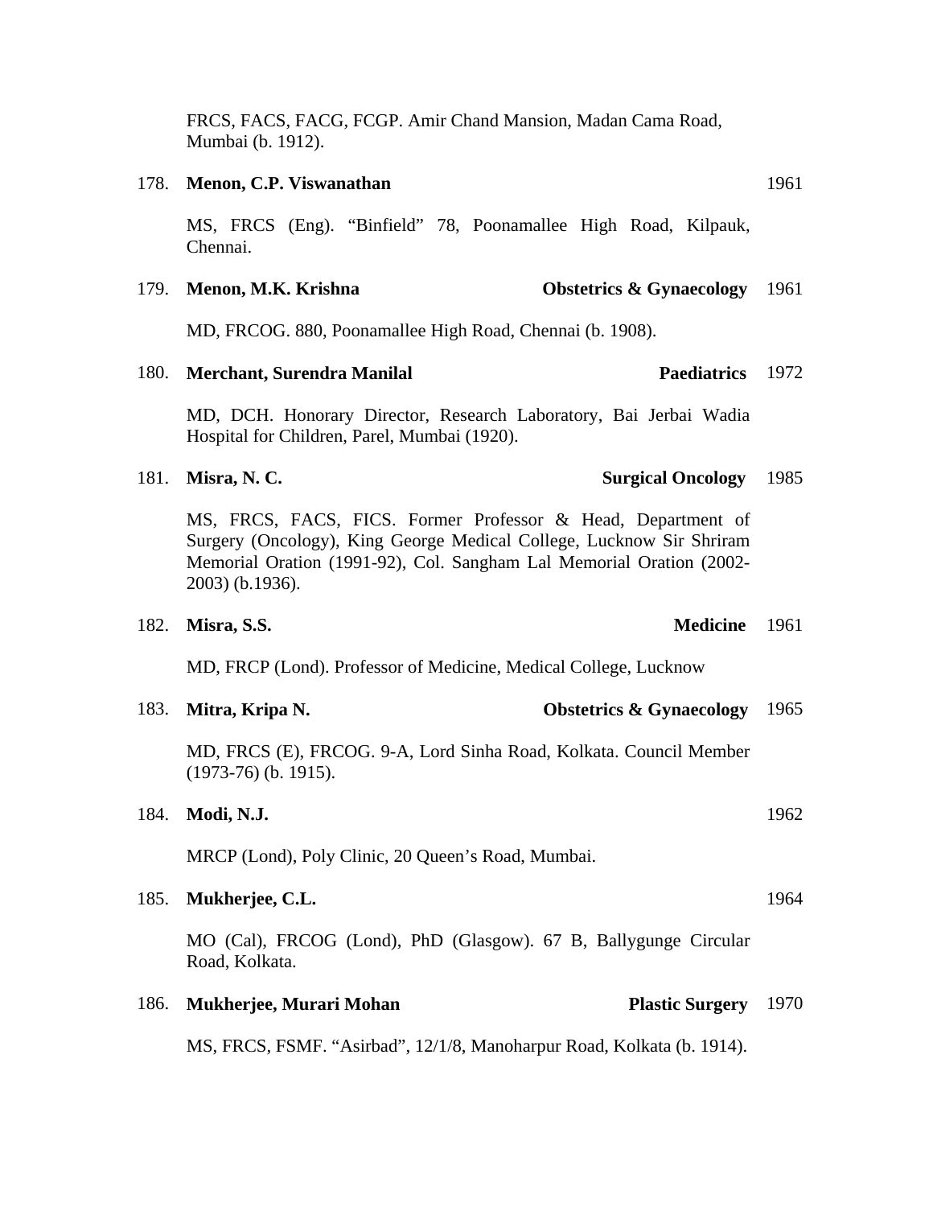FRCS, FACS, FACG, FCGP. Amir Chand Mansion, Madan Cama Road, Mumbai (b. 1912).

178. **Menon, C.P. Viswanathan** 1961

MS, FRCS (Eng). "Binfield" 78, Poonamallee High Road, Kilpauk, Chennai.

179. **Menon, M.K. Krishna** **Obstetrics & Gynaecology** 1961

MD, FRCOG. 880, Poonamallee High Road, Chennai (b. 1908).

180. **Merchant, Surendra Manilal** **Paediatrics** 1972

MD, DCH. Honorary Director, Research Laboratory, Bai Jerbai Wadia Hospital for Children, Parel, Mumbai (1920).

181. **Misra, N. C.** **Surgical Oncology** 1985

MS, FRCS, FACS, FICS. Former Professor & Head, Department of Surgery (Oncology), King George Medical College, Lucknow Sir Shriram Memorial Oration (1991-92), Col. Sangham Lal Memorial Oration (2002-2003) (b.1936).

182. **Misra, S.S.** **Medicine** 1961

MD, FRCP (Lond). Professor of Medicine, Medical College, Lucknow

183. **Mitra, Kripa N.** **Obstetrics & Gynaecology** 1965

MD, FRCS (E), FRCOG. 9-A, Lord Sinha Road, Kolkata. Council Member (1973-76) (b. 1915).

184. **Modi, N.J.** 1962

MRCP (Lond), Poly Clinic, 20 Queen's Road, Mumbai.

185. **Mukherjee, C.L.** 1964

MO (Cal), FRCOG (Lond), PhD (Glasgow). 67 B, Ballygunge Circular Road, Kolkata.

186. **Mukherjee, Murari Mohan** **Plastic Surgery** 1970

MS, FRCS, FSMF. "Asirbad", 12/1/8, Manoharpur Road, Kolkata (b. 1914).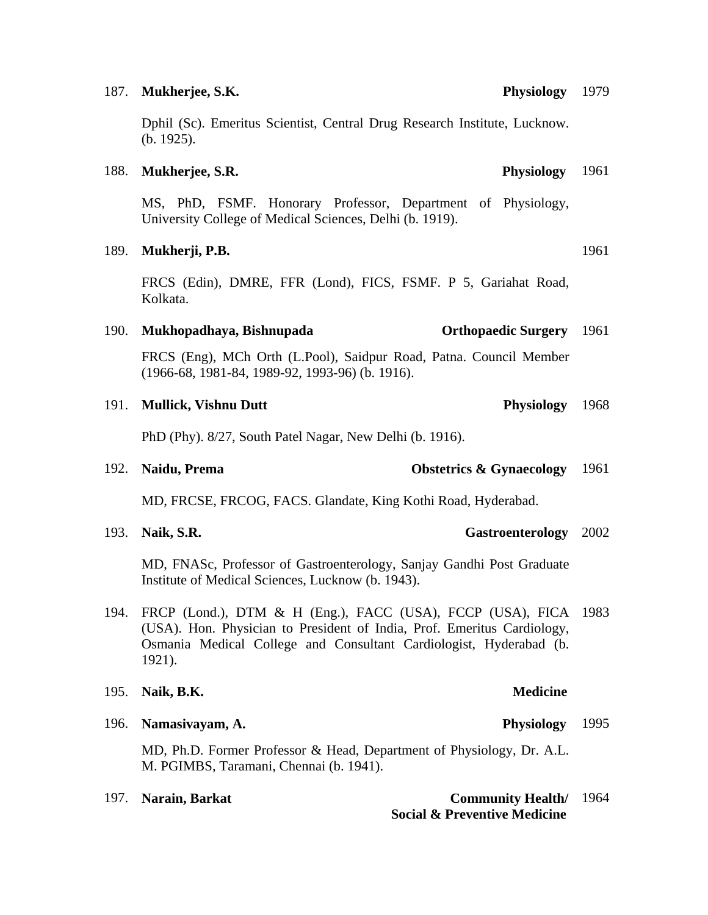187. **Mukherjee, S.K.** **Physiology** 1979

Dphil (Sc). Emeritus Scientist, Central Drug Research Institute, Lucknow. (b. 1925).

188. **Mukherjee, S.R.** **Physiology** 1961

MS, PhD, FSMF. Honorary Professor, Department of Physiology, University College of Medical Sciences, Delhi (b. 1919).

189. **Mukherji, P.B.** 1961

FRCS (Edin), DMRE, FFR (Lond), FICS, FSMF. P 5, Gariahat Road, Kolkata.

190. **Mukhopadhaya, Bishnupada** **Orthopaedic Surgery** 1961

FRCS (Eng), MCh Orth (L.Pool), Saidpur Road, Patna. Council Member (1966-68, 1981-84, 1989-92, 1993-96) (b. 1916).

191. **Mullick, Vishnu Dutt** **Physiology** 1968

PhD (Phy). 8/27, South Patel Nagar, New Delhi (b. 1916).

192. **Naidu, Prema** **Obstetrics & Gynaecology** 1961

MD, FRCSE, FRCOG, FACS. Glandate, King Kothi Road, Hyderabad.

193. **Naik, S.R.** **Gastroenterology** 2002

MD, FNASc, Professor of Gastroenterology, Sanjay Gandhi Post Graduate Institute of Medical Sciences, Lucknow (b. 1943).

194. FRCP (Lond.), DTM & H (Eng.), FACC (USA), FCCP (USA), FICA (USA). Hon. Physician to President of India, Prof. Emeritus Cardiology, Osmania Medical College and Consultant Cardiologist, Hyderabad (b. 1921). 1983

195. **Naik, B.K.** **Medicine**

196. **Namasivayam, A.** **Physiology** 1995

MD, Ph.D. Former Professor & Head, Department of Physiology, Dr. A.L. M. PGIMBS, Taramani, Chennai (b. 1941).

197. **Narain, Barkat** **Community Health/ Social & Preventive Medicine** 1964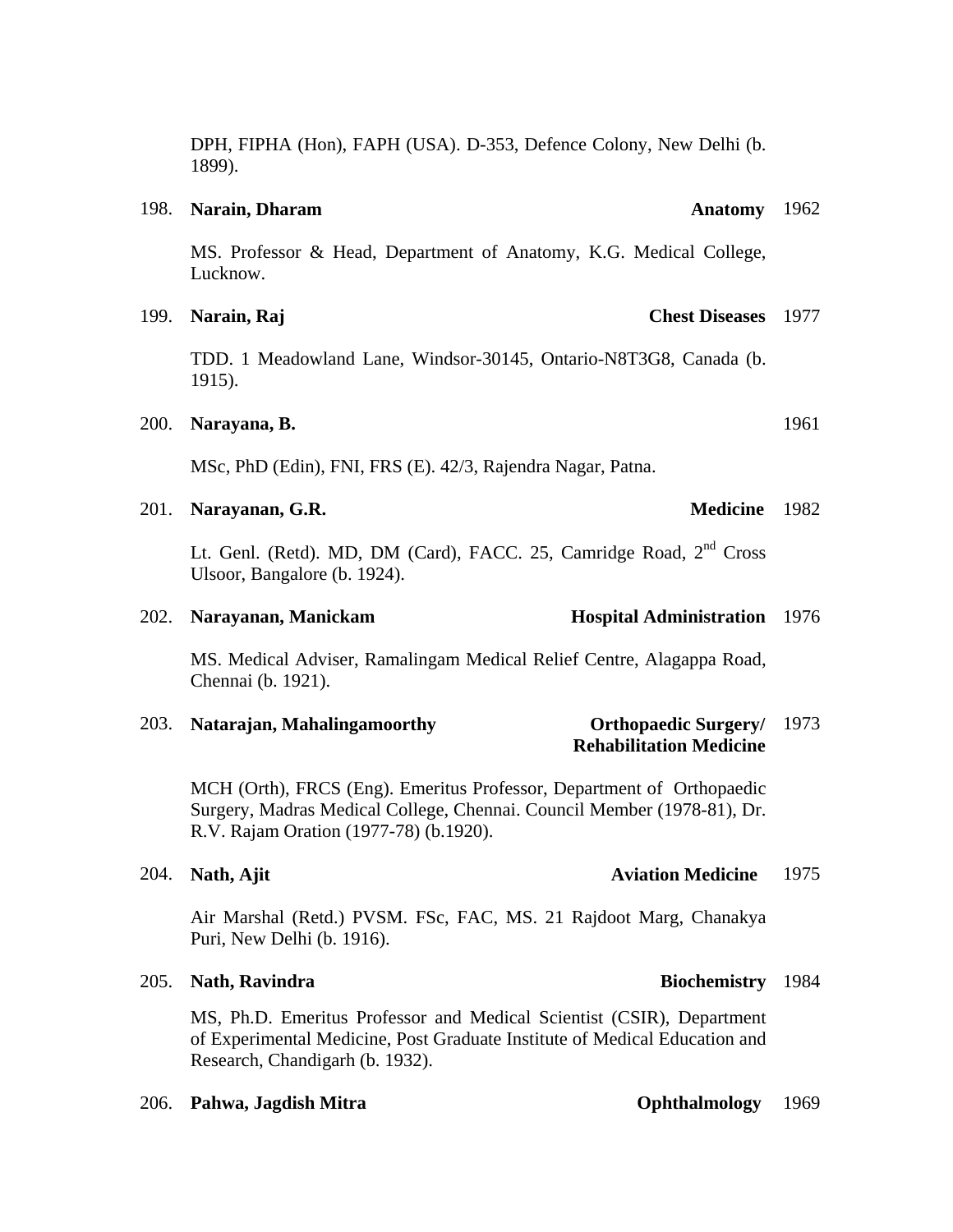DPH, FIPHA (Hon), FAPH (USA). D-353, Defence Colony, New Delhi (b. 1899).

198. **Narain, Dharam** **Anatomy** 1962

MS. Professor & Head, Department of Anatomy, K.G. Medical College, Lucknow.

199. **Narain, Raj** **Chest Diseases** 1977

TDD. 1 Meadowland Lane, Windsor-30145, Ontario-N8T3G8, Canada (b. 1915).

200. **Narayana, B.** 1961

MSc, PhD (Edin), FNI, FRS (E). 42/3, Rajendra Nagar, Patna.

201. **Narayanan, G.R.** **Medicine** 1982

Lt. Genl. (Retd). MD, DM (Card), FACC. 25, Camridge Road, 2nd Cross Ulsoor, Bangalore (b. 1924).

202. **Narayanan, Manickam** **Hospital Administration** 1976

MS. Medical Adviser, Ramalingam Medical Relief Centre, Alagappa Road, Chennai (b. 1921).

203. **Natarajan, Mahalingamoorthy** **Orthopaedic Surgery/ Rehabilitation Medicine** 1973

MCH (Orth), FRCS (Eng). Emeritus Professor, Department of Orthopaedic Surgery, Madras Medical College, Chennai. Council Member (1978-81), Dr. R.V. Rajam Oration (1977-78) (b.1920).

204. **Nath, Ajit** **Aviation Medicine** 1975

Air Marshal (Retd.) PVSM. FSc, FAC, MS. 21 Rajdoot Marg, Chanakya Puri, New Delhi (b. 1916).

205. **Nath, Ravindra** **Biochemistry** 1984

MS, Ph.D. Emeritus Professor and Medical Scientist (CSIR), Department of Experimental Medicine, Post Graduate Institute of Medical Education and Research, Chandigarh (b. 1932).

206. **Pahwa, Jagdish Mitra** **Ophthalmology** 1969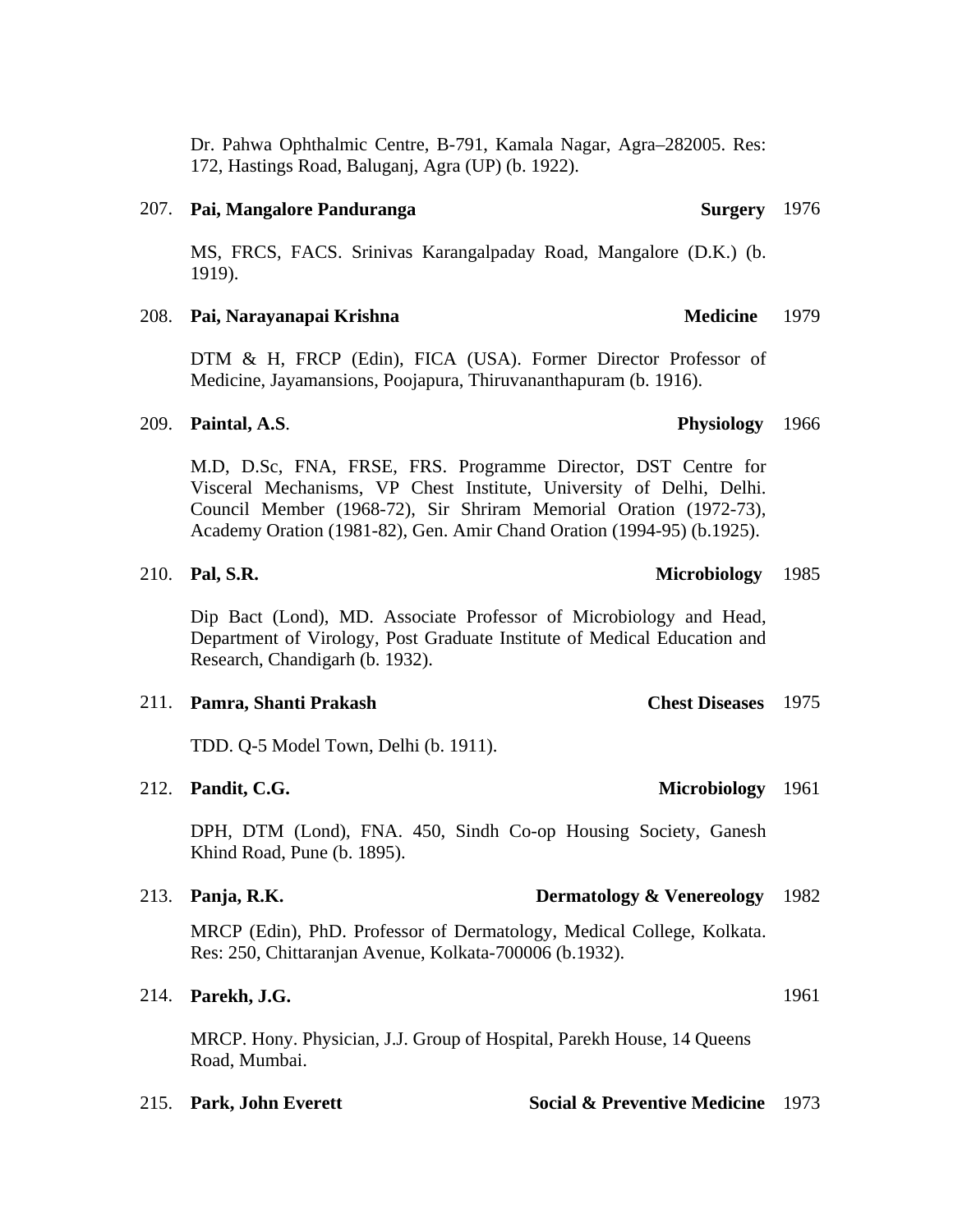Dr. Pahwa Ophthalmic Centre, B-791, Kamala Nagar, Agra–282005. Res: 172, Hastings Road, Baluganj, Agra (UP) (b. 1922).

207. **Pai, Mangalore Panduranga** **Surgery** 1976

MS, FRCS, FACS. Srinivas Karangalpaday Road, Mangalore (D.K.) (b. 1919).

208. **Pai, Narayanapai Krishna** **Medicine** 1979

DTM & H, FRCP (Edin), FICA (USA). Former Director Professor of Medicine, Jayamansions, Poojapura, Thiruvananthapuram (b. 1916).

209. **Paintal, A.S**. **Physiology** 1966

M.D, D.Sc, FNA, FRSE, FRS. Programme Director, DST Centre for Visceral Mechanisms, VP Chest Institute, University of Delhi, Delhi. Council Member (1968-72), Sir Shriram Memorial Oration (1972-73), Academy Oration (1981-82), Gen. Amir Chand Oration (1994-95) (b.1925).

210. **Pal, S.R.** **Microbiology** 1985

Dip Bact (Lond), MD. Associate Professor of Microbiology and Head, Department of Virology, Post Graduate Institute of Medical Education and Research, Chandigarh (b. 1932).

211. **Pamra, Shanti Prakash** **Chest Diseases** 1975

TDD. Q-5 Model Town, Delhi (b. 1911).

212. **Pandit, C.G.** **Microbiology** 1961

DPH, DTM (Lond), FNA. 450, Sindh Co-op Housing Society, Ganesh Khind Road, Pune (b. 1895).

213. **Panja, R.K.** **Dermatology & Venereology** 1982

MRCP (Edin), PhD. Professor of Dermatology, Medical College, Kolkata. Res: 250, Chittaranjan Avenue, Kolkata-700006 (b.1932).

214. **Parekh, J.G.** 1961

MRCP. Hony. Physician, J.J. Group of Hospital, Parekh House, 14 Queens Road, Mumbai.

215. **Park, John Everett** **Social & Preventive Medicine** 1973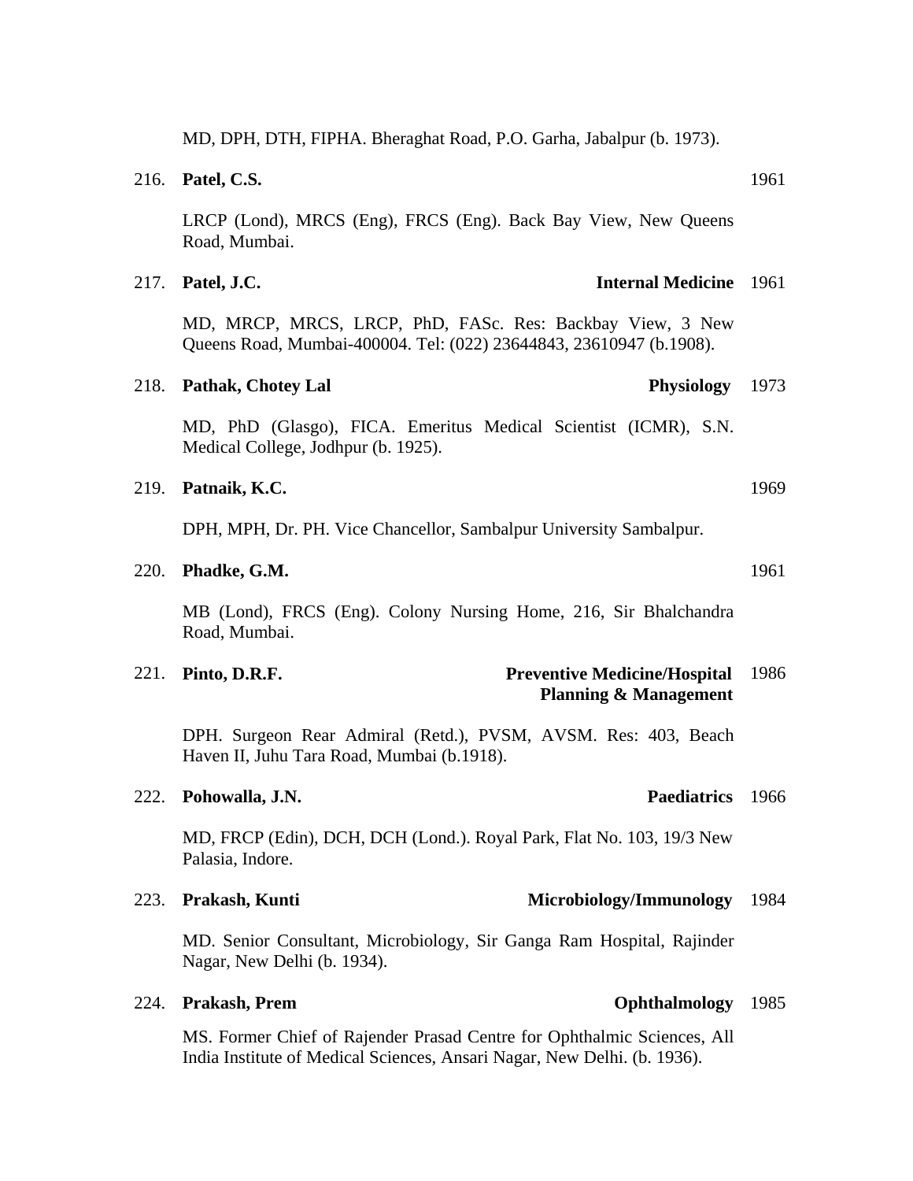MD, DPH, DTH, FIPHA. Bheraghat Road, P.O. Garha, Jabalpur (b. 1973).

216. **Patel, C.S.** 1961

LRCP (Lond), MRCS (Eng), FRCS (Eng). Back Bay View, New Queens Road, Mumbai.

217. **Patel, J.C.** **Internal Medicine** 1961

MD, MRCP, MRCS, LRCP, PhD, FASc. Res: Backbay View, 3 New Queens Road, Mumbai-400004. Tel: (022) 23644843, 23610947 (b.1908).

218. **Pathak, Chotey Lal** **Physiology** 1973

MD, PhD (Glasgo), FICA. Emeritus Medical Scientist (ICMR), S.N. Medical College, Jodhpur (b. 1925).

219. **Patnaik, K.C.** 1969

DPH, MPH, Dr. PH. Vice Chancellor, Sambalpur University Sambalpur.

220. **Phadke, G.M.** 1961

MB (Lond), FRCS (Eng). Colony Nursing Home, 216, Sir Bhalchandra Road, Mumbai.

221. **Pinto, D.R.F.** **Preventive Medicine/Hospital Planning & Management** 1986

DPH. Surgeon Rear Admiral (Retd.), PVSM, AVSM. Res: 403, Beach Haven II, Juhu Tara Road, Mumbai (b.1918).

222. **Pohowalla, J.N.** **Paediatrics** 1966

MD, FRCP (Edin), DCH, DCH (Lond.). Royal Park, Flat No. 103, 19/3 New Palasia, Indore.

223. **Prakash, Kunti** **Microbiology/Immunology** 1984

MD. Senior Consultant, Microbiology, Sir Ganga Ram Hospital, Rajinder Nagar, New Delhi (b. 1934).

224. **Prakash, Prem** **Ophthalmology** 1985

MS. Former Chief of Rajender Prasad Centre for Ophthalmic Sciences, All India Institute of Medical Sciences, Ansari Nagar, New Delhi. (b. 1936).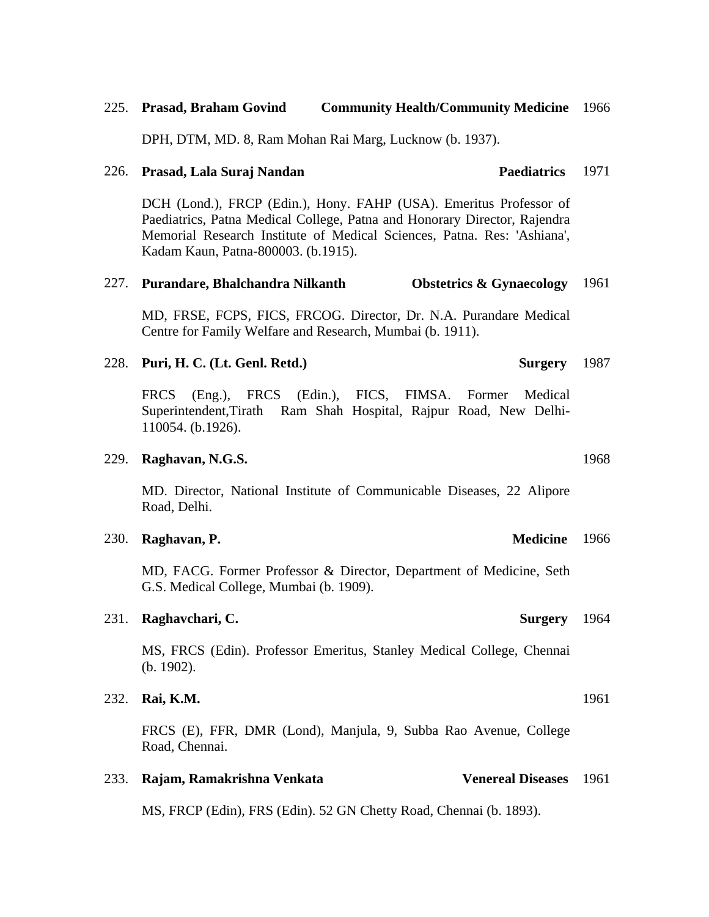225. **Prasad, Braham Govind** **Community Health/Community Medicine** 1966

DPH, DTM, MD. 8, Ram Mohan Rai Marg, Lucknow (b. 1937).

226. **Prasad, Lala Suraj Nandan** **Paediatrics** 1971

DCH (Lond.), FRCP (Edin.), Hony. FAHP (USA). Emeritus Professor of Paediatrics, Patna Medical College, Patna and Honorary Director, Rajendra Memorial Research Institute of Medical Sciences, Patna. Res: 'Ashiana', Kadam Kaun, Patna-800003. (b.1915).

227. **Purandare, Bhalchandra Nilkanth** **Obstetrics & Gynaecology** 1961

MD, FRSE, FCPS, FICS, FRCOG. Director, Dr. N.A. Purandare Medical Centre for Family Welfare and Research, Mumbai (b. 1911).

228. **Puri, H. C. (Lt. Genl. Retd.)** **Surgery** 1987

FRCS (Eng.), FRCS (Edin.), FICS, FIMSA. Former Medical Superintendent,Tirath Ram Shah Hospital, Rajpur Road, New Delhi-110054. (b.1926).

229. **Raghavan, N.G.S.** 1968

MD. Director, National Institute of Communicable Diseases, 22 Alipore Road, Delhi.

230. **Raghavan, P.** **Medicine** 1966

MD, FACG. Former Professor & Director, Department of Medicine, Seth G.S. Medical College, Mumbai (b. 1909).

231. **Raghavchari, C.** **Surgery** 1964

MS, FRCS (Edin). Professor Emeritus, Stanley Medical College, Chennai (b. 1902).

232. **Rai, K.M.** 1961

FRCS (E), FFR, DMR (Lond), Manjula, 9, Subba Rao Avenue, College Road, Chennai.

233. **Rajam, Ramakrishna Venkata** **Venereal Diseases** 1961

MS, FRCP (Edin), FRS (Edin). 52 GN Chetty Road, Chennai (b. 1893).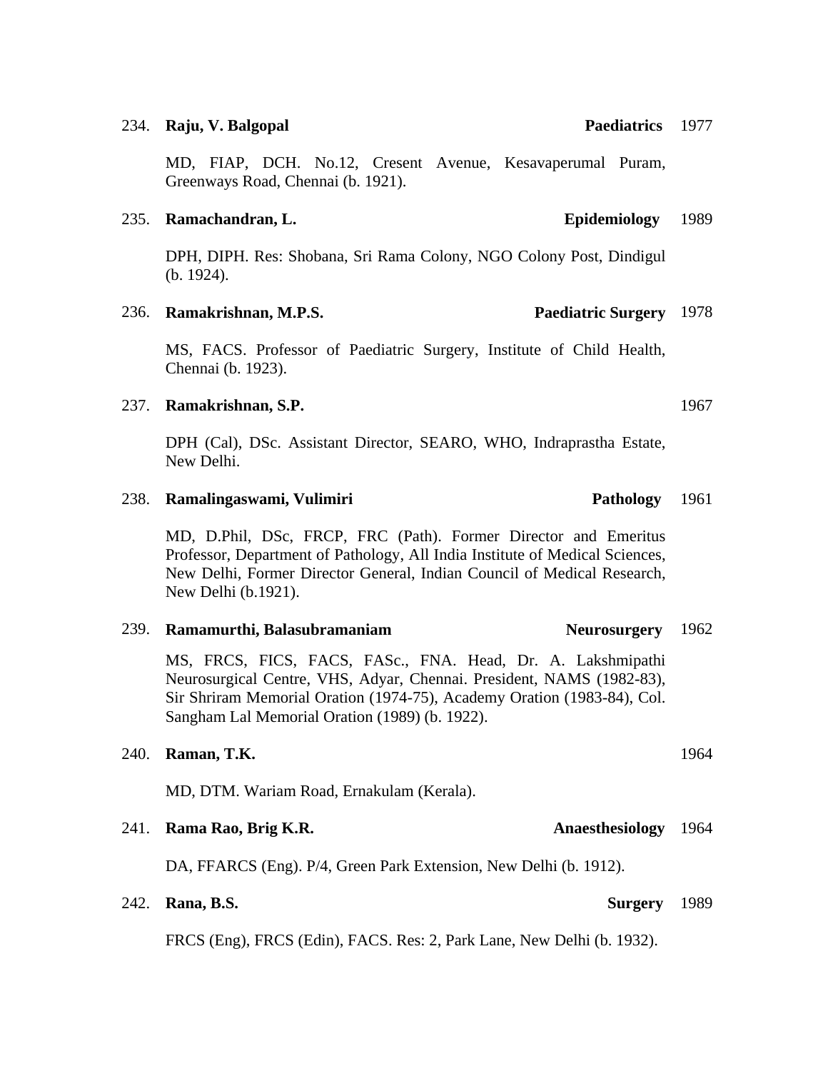234. **Raju, V. Balgopal** **Paediatrics** 1977

MD, FIAP, DCH. No.12, Cresent Avenue, Kesavaperumal Puram, Greenways Road, Chennai (b. 1921).

235. **Ramachandran, L.** **Epidemiology** 1989

DPH, DIPH. Res: Shobana, Sri Rama Colony, NGO Colony Post, Dindigul (b. 1924).

236. **Ramakrishnan, M.P.S.** **Paediatric Surgery** 1978

MS, FACS. Professor of Paediatric Surgery, Institute of Child Health, Chennai (b. 1923).

237. **Ramakrishnan, S.P.** 1967

DPH (Cal), DSc. Assistant Director, SEARO, WHO, Indraprastha Estate, New Delhi.

238. **Ramalingaswami, Vulimiri** **Pathology** 1961

MD, D.Phil, DSc, FRCP, FRC (Path). Former Director and Emeritus Professor, Department of Pathology, All India Institute of Medical Sciences, New Delhi, Former Director General, Indian Council of Medical Research, New Delhi (b.1921).

239. **Ramamurthi, Balasubramaniam** **Neurosurgery** 1962

MS, FRCS, FICS, FACS, FASc., FNA. Head, Dr. A. Lakshmipathi Neurosurgical Centre, VHS, Adyar, Chennai. President, NAMS (1982-83), Sir Shriram Memorial Oration (1974-75), Academy Oration (1983-84), Col. Sangham Lal Memorial Oration (1989) (b. 1922).

240. **Raman, T.K.** 1964

MD, DTM. Wariam Road, Ernakulam (Kerala).

241. **Rama Rao, Brig K.R.** **Anaesthesiology** 1964

DA, FFARCS (Eng). P/4, Green Park Extension, New Delhi (b. 1912).

242. **Rana, B.S.** **Surgery** 1989

FRCS (Eng), FRCS (Edin), FACS. Res: 2, Park Lane, New Delhi (b. 1932).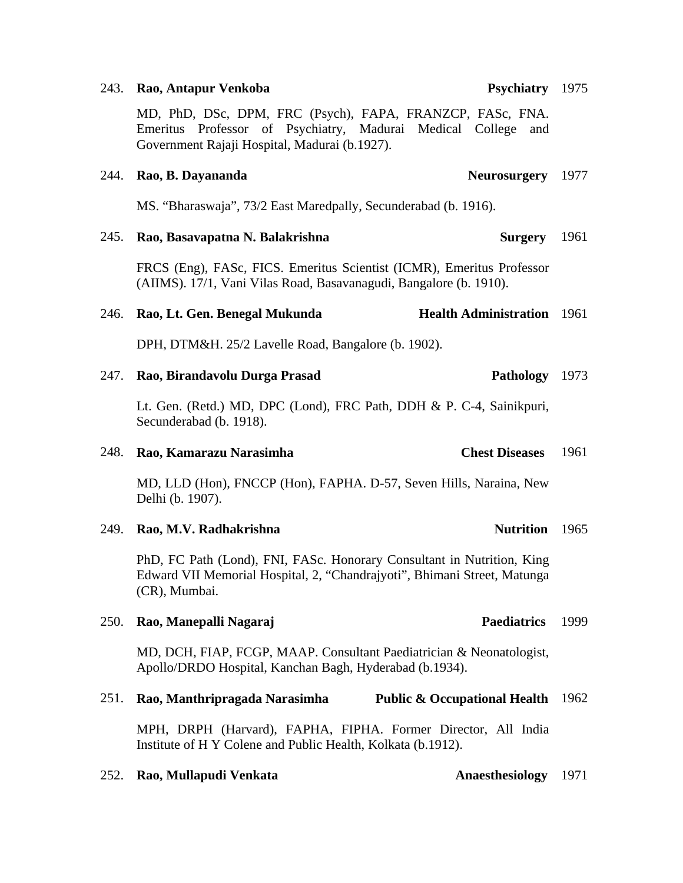243. **Rao, Antapur Venkoba** **Psychiatry** 1975

MD, PhD, DSc, DPM, FRC (Psych), FAPA, FRANZCP, FASc, FNA. Emeritus Professor of Psychiatry, Madurai Medical College and Government Rajaji Hospital, Madurai (b.1927).

244. **Rao, B. Dayananda** **Neurosurgery** 1977

MS. "Bharaswaja", 73/2 East Maredpally, Secunderabad (b. 1916).

245. **Rao, Basavapatna N. Balakrishna** **Surgery** 1961

FRCS (Eng), FASc, FICS. Emeritus Scientist (ICMR), Emeritus Professor (AIIMS). 17/1, Vani Vilas Road, Basavanagudi, Bangalore (b. 1910).

246. **Rao, Lt. Gen. Benegal Mukunda** **Health Administration** 1961

DPH, DTM&H. 25/2 Lavelle Road, Bangalore (b. 1902).

247. **Rao, Birandavolu Durga Prasad** **Pathology** 1973

Lt. Gen. (Retd.) MD, DPC (Lond), FRC Path, DDH & P. C-4, Sainikpuri, Secunderabad (b. 1918).

248. **Rao, Kamarazu Narasimha** **Chest Diseases** 1961

MD, LLD (Hon), FNCCP (Hon), FAPHA. D-57, Seven Hills, Naraina, New Delhi (b. 1907).

249. **Rao, M.V. Radhakrishna** **Nutrition** 1965

PhD, FC Path (Lond), FNI, FASc. Honorary Consultant in Nutrition, King Edward VII Memorial Hospital, 2, "Chandrajyoti", Bhimani Street, Matunga (CR), Mumbai.

250. **Rao, Manepalli Nagaraj** **Paediatrics** 1999

MD, DCH, FIAP, FCGP, MAAP. Consultant Paediatrician & Neonatologist, Apollo/DRDO Hospital, Kanchan Bagh, Hyderabad (b.1934).

251. **Rao, Manthripragada Narasimha** **Public & Occupational Health** 1962

MPH, DRPH (Harvard), FAPHA, FIPHA. Former Director, All India Institute of H Y Colene and Public Health, Kolkata (b.1912).

252. **Rao, Mullapudi Venkata** **Anaesthesiology** 1971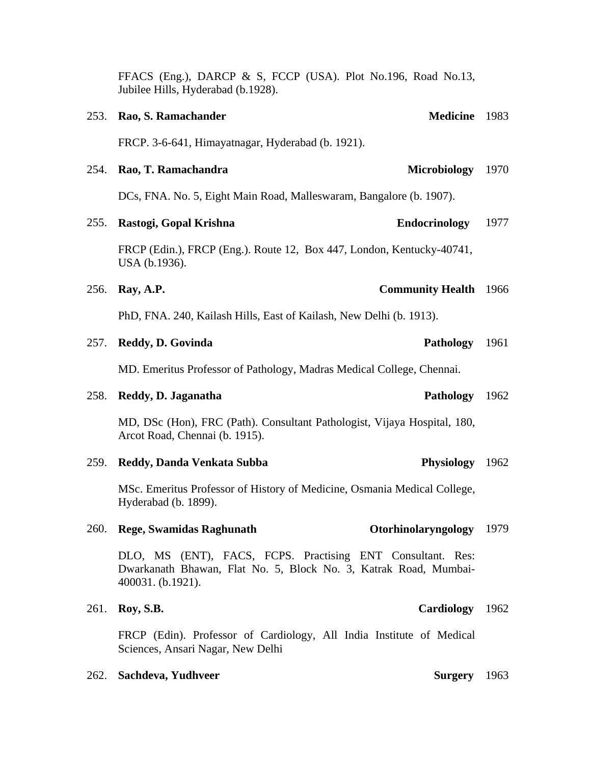FFACS (Eng.), DARCP & S, FCCP (USA). Plot No.196, Road No.13, Jubilee Hills, Hyderabad (b.1928).

253. **Rao, S. Ramachander** **Medicine** 1983

FRCP. 3-6-641, Himayatnagar, Hyderabad (b. 1921).

254. **Rao, T. Ramachandra** **Microbiology** 1970

DCs, FNA. No. 5, Eight Main Road, Malleswaram, Bangalore (b. 1907).

255. **Rastogi, Gopal Krishna** **Endocrinology** 1977

FRCP (Edin.), FRCP (Eng.). Route 12, Box 447, London, Kentucky-40741, USA (b.1936).

256. **Ray, A.P.** **Community Health** 1966

PhD, FNA. 240, Kailash Hills, East of Kailash, New Delhi (b. 1913).

257. **Reddy, D. Govinda** **Pathology** 1961

MD. Emeritus Professor of Pathology, Madras Medical College, Chennai.

258. **Reddy, D. Jaganatha** **Pathology** 1962

MD, DSc (Hon), FRC (Path). Consultant Pathologist, Vijaya Hospital, 180, Arcot Road, Chennai (b. 1915).

259. **Reddy, Danda Venkata Subba** **Physiology** 1962

MSc. Emeritus Professor of History of Medicine, Osmania Medical College, Hyderabad (b. 1899).

260. **Rege, Swamidas Raghunath** **Otorhinolaryngology** 1979

DLO, MS (ENT), FACS, FCPS. Practising ENT Consultant. Res: Dwarkanath Bhawan, Flat No. 5, Block No. 3, Katrak Road, Mumbai-400031. (b.1921).

261. **Roy, S.B.** **Cardiology** 1962

FRCP (Edin). Professor of Cardiology, All India Institute of Medical Sciences, Ansari Nagar, New Delhi

262. **Sachdeva, Yudhveer** **Surgery** 1963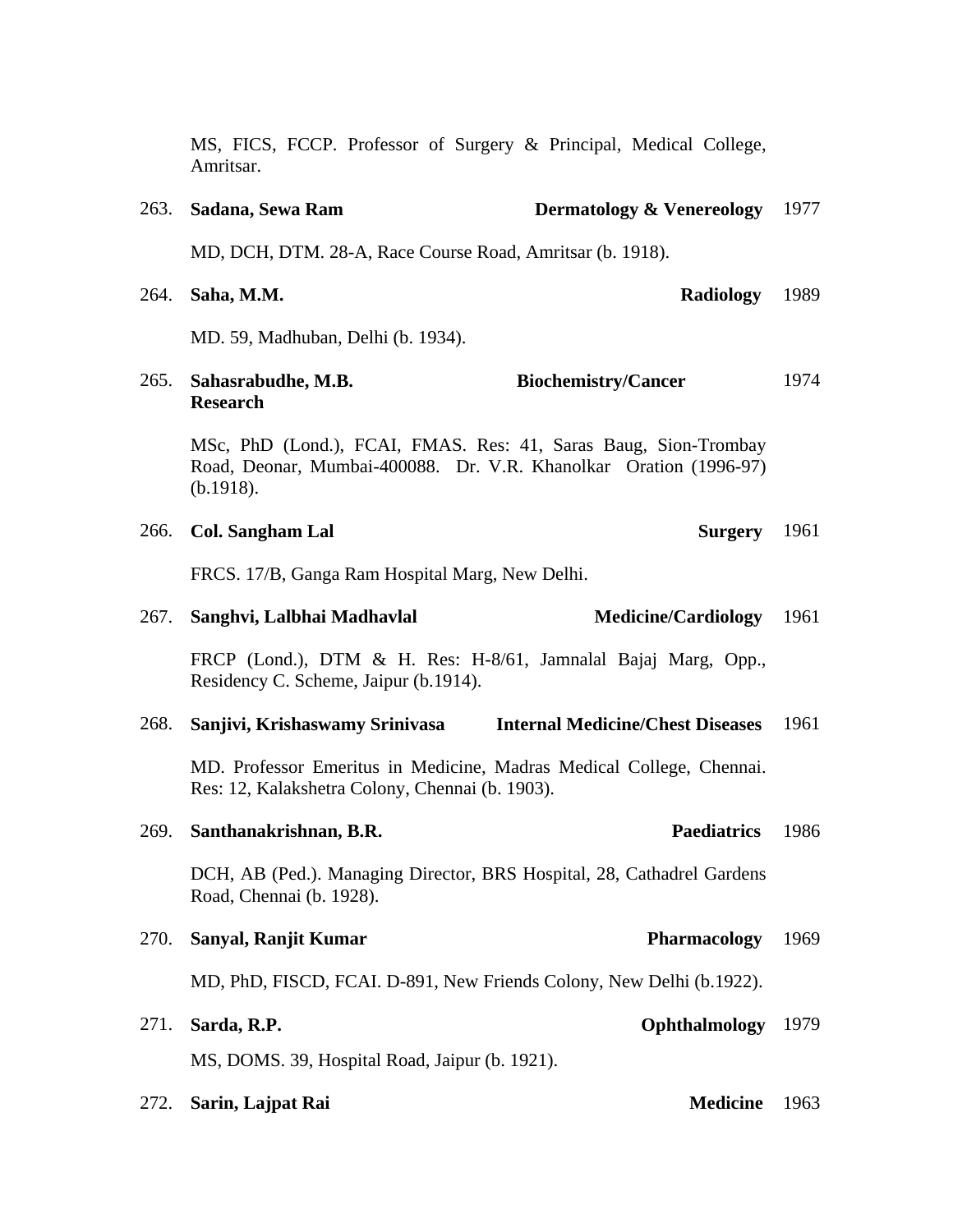MS, FICS, FCCP. Professor of Surgery & Principal, Medical College, Amritsar.

263. **Sadana, Sewa Ram** **Dermatology & Venereology** 1977

MD, DCH, DTM. 28-A, Race Course Road, Amritsar (b. 1918).

264. **Saha, M.M.** **Radiology** 1989

MD. 59, Madhuban, Delhi (b. 1934).

265. **Sahasrabudhe, M.B.** **Biochemistry/Cancer Research** 1974

MSc, PhD (Lond.), FCAI, FMAS. Res: 41, Saras Baug, Sion-Trombay Road, Deonar, Mumbai-400088. Dr. V.R. Khanolkar Oration (1996-97) (b.1918).

266. **Col. Sangham Lal** **Surgery** 1961

FRCS. 17/B, Ganga Ram Hospital Marg, New Delhi.

267. **Sanghvi, Lalbhai Madhavlal** **Medicine/Cardiology** 1961

FRCP (Lond.), DTM & H. Res: H-8/61, Jamnalal Bajaj Marg, Opp., Residency C. Scheme, Jaipur (b.1914).

268. **Sanjivi, Krishaswamy Srinivasa** **Internal Medicine/Chest Diseases** 1961

MD. Professor Emeritus in Medicine, Madras Medical College, Chennai. Res: 12, Kalakshetra Colony, Chennai (b. 1903).

269. **Santhanakrishnan, B.R.** **Paediatrics** 1986

DCH, AB (Ped.). Managing Director, BRS Hospital, 28, Cathadrel Gardens Road, Chennai (b. 1928).

270. **Sanyal, Ranjit Kumar** **Pharmacology** 1969

MD, PhD, FISCD, FCAI. D-891, New Friends Colony, New Delhi (b.1922).

271. **Sarda, R.P.** **Ophthalmology** 1979

MS, DOMS. 39, Hospital Road, Jaipur (b. 1921).

272. **Sarin, Lajpat Rai** **Medicine** 1963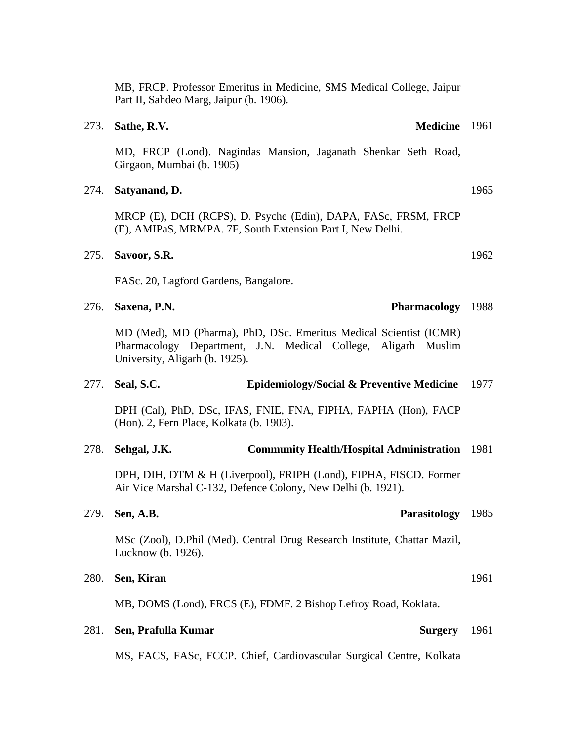MB, FRCP. Professor Emeritus in Medicine, SMS Medical College, Jaipur Part II, Sahdeo Marg, Jaipur (b. 1906).

273. **Sathe, R.V.** — **Medicine** — 1961

MD, FRCP (Lond). Nagindas Mansion, Jaganath Shenkar Seth Road, Girgaon, Mumbai (b. 1905)

274. **Satyanand, D.** — 1965

MRCP (E), DCH (RCPS), D. Psyche (Edin), DAPA, FASc, FRSM, FRCP (E), AMIPaS, MRMPA. 7F, South Extension Part I, New Delhi.

275. **Savoor, S.R.** — 1962

FASc. 20, Lagford Gardens, Bangalore.

276. **Saxena, P.N.** — **Pharmacology** — 1988

MD (Med), MD (Pharma), PhD, DSc. Emeritus Medical Scientist (ICMR) Pharmacology Department, J.N. Medical College, Aligarh Muslim University, Aligarh (b. 1925).

277. **Seal, S.C.** — **Epidemiology/Social & Preventive Medicine** — 1977

DPH (Cal), PhD, DSc, IFAS, FNIE, FNA, FIPHA, FAPHA (Hon), FACP (Hon). 2, Fern Place, Kolkata (b. 1903).

278. **Sehgal, J.K.** — **Community Health/Hospital Administration** — 1981

DPH, DIH, DTM & H (Liverpool), FRIPH (Lond), FIPHA, FISCD. Former Air Vice Marshal C-132, Defence Colony, New Delhi (b. 1921).

279. **Sen, A.B.** — **Parasitology** — 1985

MSc (Zool), D.Phil (Med). Central Drug Research Institute, Chattar Mazil, Lucknow (b. 1926).

280. **Sen, Kiran** — 1961

MB, DOMS (Lond), FRCS (E), FDMF. 2 Bishop Lefroy Road, Koklata.

281. **Sen, Prafulla Kumar** — **Surgery** — 1961

MS, FACS, FASc, FCCP. Chief, Cardiovascular Surgical Centre, Kolkata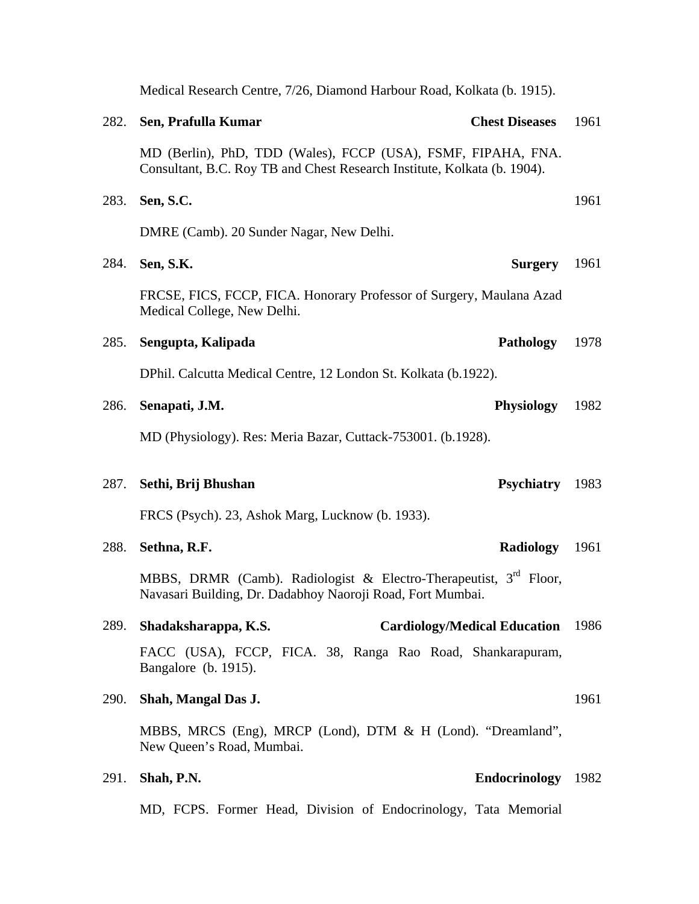Medical Research Centre, 7/26, Diamond Harbour Road, Kolkata (b. 1915).

282. **Sen, Prafulla Kumar** **Chest Diseases** 1961

MD (Berlin), PhD, TDD (Wales), FCCP (USA), FSMF, FIPAHA, FNA. Consultant, B.C. Roy TB and Chest Research Institute, Kolkata (b. 1904).

283. **Sen, S.C.** 1961

DMRE (Camb). 20 Sunder Nagar, New Delhi.

284. **Sen, S.K.** **Surgery** 1961

FRCSE, FICS, FCCP, FICA. Honorary Professor of Surgery, Maulana Azad Medical College, New Delhi.

285. **Sengupta, Kalipada** **Pathology** 1978

DPhil. Calcutta Medical Centre, 12 London St. Kolkata (b.1922).

286. **Senapati, J.M.** **Physiology** 1982

MD (Physiology). Res: Meria Bazar, Cuttack-753001. (b.1928).

287. **Sethi, Brij Bhushan** **Psychiatry** 1983

FRCS (Psych). 23, Ashok Marg, Lucknow (b. 1933).

288. **Sethna, R.F.** **Radiology** 1961

MBBS, DRMR (Camb). Radiologist & Electro-Therapeutist, 3rd Floor, Navasari Building, Dr. Dadabhoy Naoroji Road, Fort Mumbai.

289. **Shadaksharappa, K.S.** **Cardiology/Medical Education** 1986

FACC (USA), FCCP, FICA. 38, Ranga Rao Road, Shankarapuram, Bangalore (b. 1915).

290. **Shah, Mangal Das J.** 1961

MBBS, MRCS (Eng), MRCP (Lond), DTM & H (Lond). "Dreamland", New Queen's Road, Mumbai.

291. **Shah, P.N.** **Endocrinology** 1982

MD, FCPS. Former Head, Division of Endocrinology, Tata Memorial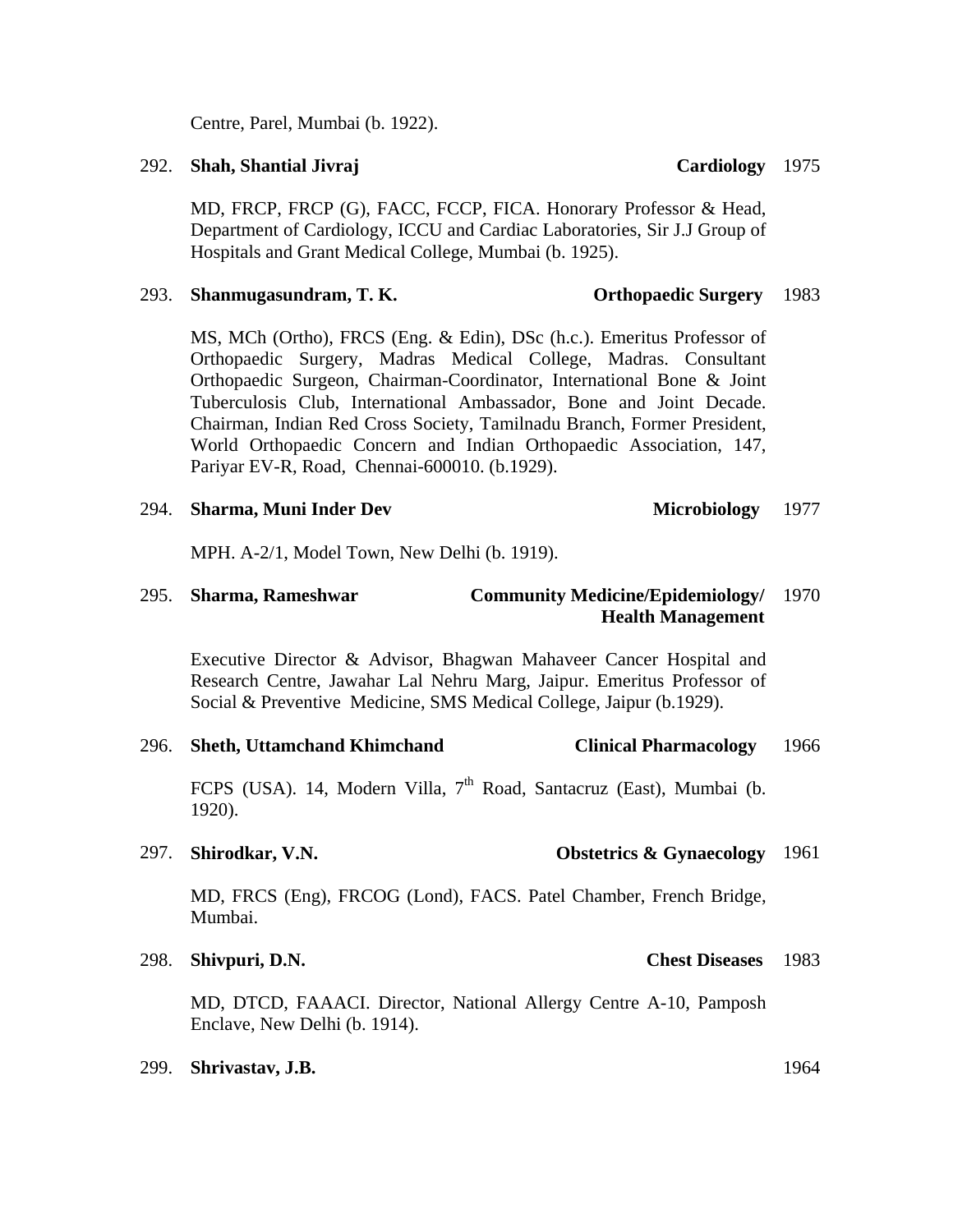Centre, Parel, Mumbai (b. 1922).

292. **Shah, Shantial Jivraj** **Cardiology** 1975

MD, FRCP, FRCP (G), FACC, FCCP, FICA. Honorary Professor & Head, Department of Cardiology, ICCU and Cardiac Laboratories, Sir J.J Group of Hospitals and Grant Medical College, Mumbai (b. 1925).

293. **Shanmugasundram, T. K.** **Orthopaedic Surgery** 1983

MS, MCh (Ortho), FRCS (Eng. & Edin), DSc (h.c.). Emeritus Professor of Orthopaedic Surgery, Madras Medical College, Madras. Consultant Orthopaedic Surgeon, Chairman-Coordinator, International Bone & Joint Tuberculosis Club, International Ambassador, Bone and Joint Decade. Chairman, Indian Red Cross Society, Tamilnadu Branch, Former President, World Orthopaedic Concern and Indian Orthopaedic Association, 147, Pariyar EV-R, Road, Chennai-600010. (b.1929).

294. **Sharma, Muni Inder Dev** **Microbiology** 1977

MPH. A-2/1, Model Town, New Delhi (b. 1919).

295. **Sharma, Rameshwar** **Community Medicine/Epidemiology/ Health Management** 1970

Executive Director & Advisor, Bhagwan Mahaveer Cancer Hospital and Research Centre, Jawahar Lal Nehru Marg, Jaipur. Emeritus Professor of Social & Preventive Medicine, SMS Medical College, Jaipur (b.1929).

296. **Sheth, Uttamchand Khimchand** **Clinical Pharmacology** 1966

FCPS (USA). 14, Modern Villa, 7th Road, Santacruz (East), Mumbai (b. 1920).

297. **Shirodkar, V.N.** **Obstetrics & Gynaecology** 1961

MD, FRCS (Eng), FRCOG (Lond), FACS. Patel Chamber, French Bridge, Mumbai.

298. **Shivpuri, D.N.** **Chest Diseases** 1983

MD, DTCD, FAAACI. Director, National Allergy Centre A-10, Pamposh Enclave, New Delhi (b. 1914).

299. **Shrivastav, J.B.** 1964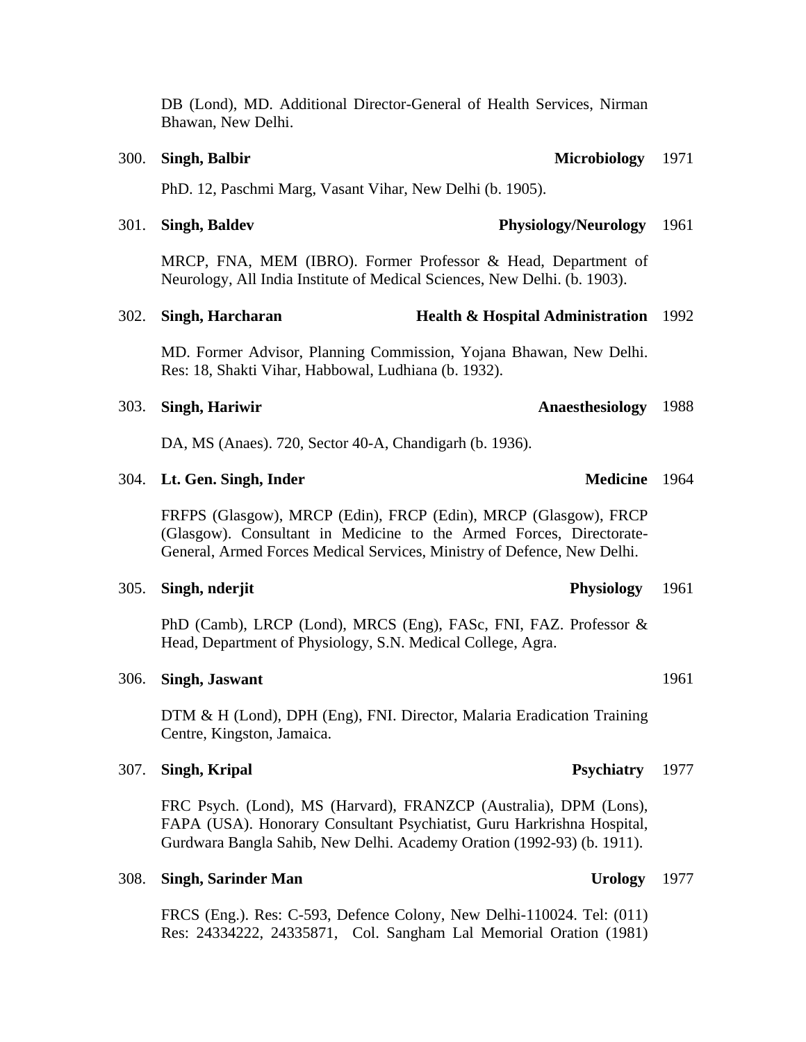DB (Lond), MD. Additional Director-General of Health Services, Nirman Bhawan, New Delhi.

300. **Singh, Balbir** **Microbiology** 1971

PhD. 12, Paschmi Marg, Vasant Vihar, New Delhi (b. 1905).

301. **Singh, Baldev** **Physiology/Neurology** 1961

MRCP, FNA, MEM (IBRO). Former Professor & Head, Department of Neurology, All India Institute of Medical Sciences, New Delhi. (b. 1903).

302. **Singh, Harcharan** **Health & Hospital Administration** 1992

MD. Former Advisor, Planning Commission, Yojana Bhawan, New Delhi. Res: 18, Shakti Vihar, Habbowal, Ludhiana (b. 1932).

303. **Singh, Hariwir** **Anaesthesiology** 1988

DA, MS (Anaes). 720, Sector 40-A, Chandigarh (b. 1936).

304. **Lt. Gen. Singh, Inder** **Medicine** 1964

FRFPS (Glasgow), MRCP (Edin), FRCP (Edin), MRCP (Glasgow), FRCP (Glasgow). Consultant in Medicine to the Armed Forces, Directorate-General, Armed Forces Medical Services, Ministry of Defence, New Delhi.

305. **Singh, nderjit** **Physiology** 1961

PhD (Camb), LRCP (Lond), MRCS (Eng), FASc, FNI, FAZ. Professor & Head, Department of Physiology, S.N. Medical College, Agra.

306. **Singh, Jaswant** 1961

DTM & H (Lond), DPH (Eng), FNI. Director, Malaria Eradication Training Centre, Kingston, Jamaica.

307. **Singh, Kripal** **Psychiatry** 1977

FRC Psych. (Lond), MS (Harvard), FRANZCP (Australia), DPM (Lons), FAPA (USA). Honorary Consultant Psychiatist, Guru Harkrishna Hospital, Gurdwara Bangla Sahib, New Delhi. Academy Oration (1992-93) (b. 1911).

308. **Singh, Sarinder Man** **Urology** 1977

FRCS (Eng.). Res: C-593, Defence Colony, New Delhi-110024. Tel: (011) Res: 24334222, 24335871, Col. Sangham Lal Memorial Oration (1981)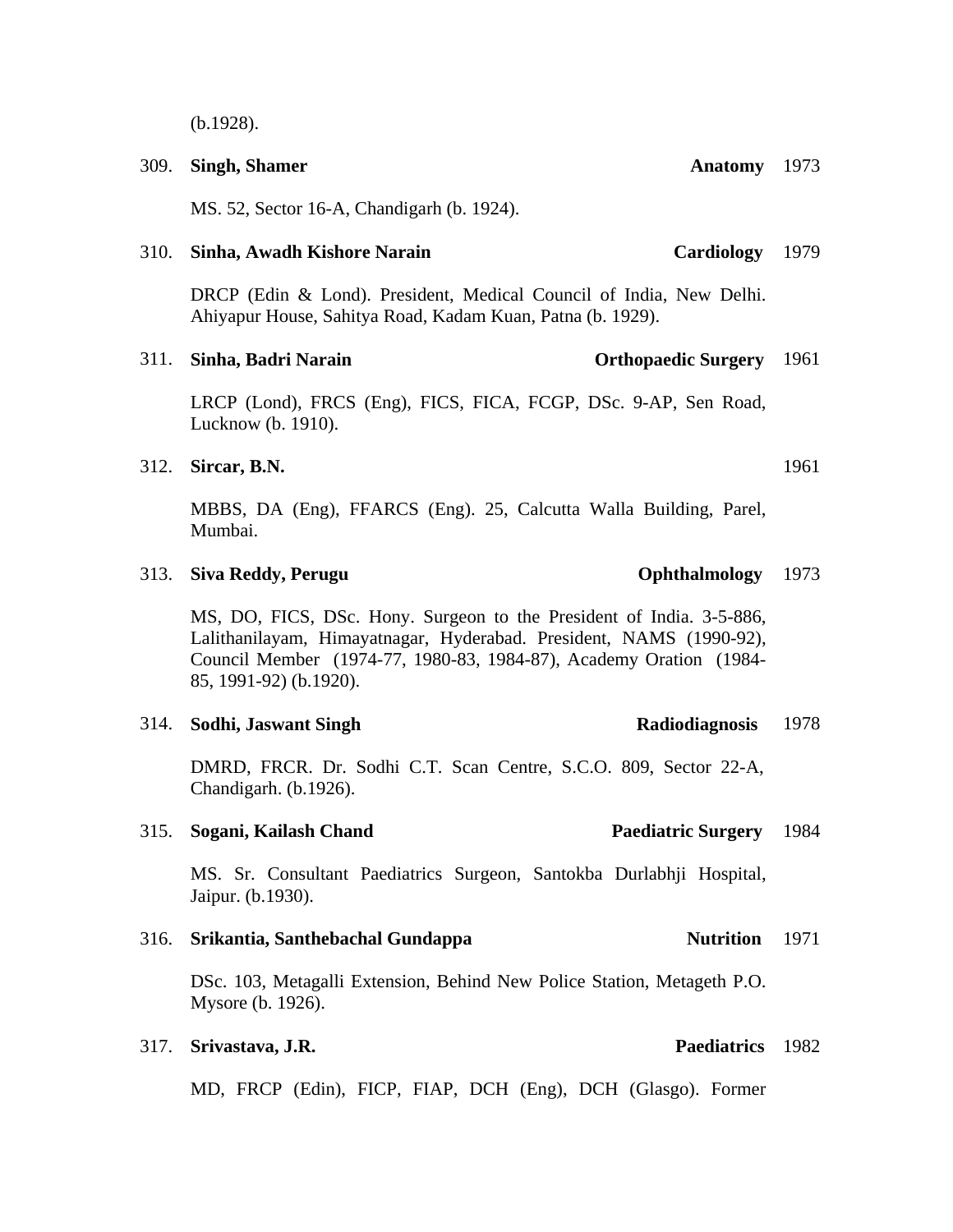(b.1928).

309. **Singh, Shamer** **Anatomy** 1973

MS. 52, Sector 16-A, Chandigarh (b. 1924).

310. **Sinha, Awadh Kishore Narain** **Cardiology** 1979

DRCP (Edin & Lond). President, Medical Council of India, New Delhi. Ahiyapur House, Sahitya Road, Kadam Kuan, Patna (b. 1929).

311. **Sinha, Badri Narain** **Orthopaedic Surgery** 1961

LRCP (Lond), FRCS (Eng), FICS, FICA, FCGP, DSc. 9-AP, Sen Road, Lucknow (b. 1910).

312. **Sircar, B.N.** 1961

MBBS, DA (Eng), FFARCS (Eng). 25, Calcutta Walla Building, Parel, Mumbai.

313. **Siva Reddy, Perugu** **Ophthalmology** 1973

MS, DO, FICS, DSc. Hony. Surgeon to the President of India. 3-5-886, Lalithanilayam, Himayatnagar, Hyderabad. President, NAMS (1990-92), Council Member (1974-77, 1980-83, 1984-87), Academy Oration (1984-85, 1991-92) (b.1920).

314. **Sodhi, Jaswant Singh** **Radiodiagnosis** 1978

DMRD, FRCR. Dr. Sodhi C.T. Scan Centre, S.C.O. 809, Sector 22-A, Chandigarh. (b.1926).

315. **Sogani, Kailash Chand** **Paediatric Surgery** 1984

MS. Sr. Consultant Paediatrics Surgeon, Santokba Durlabhji Hospital, Jaipur. (b.1930).

316. **Srikantia, Santhebachal Gundappa** **Nutrition** 1971

DSc. 103, Metagalli Extension, Behind New Police Station, Metageth P.O. Mysore (b. 1926).

317. **Srivastava, J.R.** **Paediatrics** 1982

MD, FRCP (Edin), FICP, FIAP, DCH (Eng), DCH (Glasgo). Former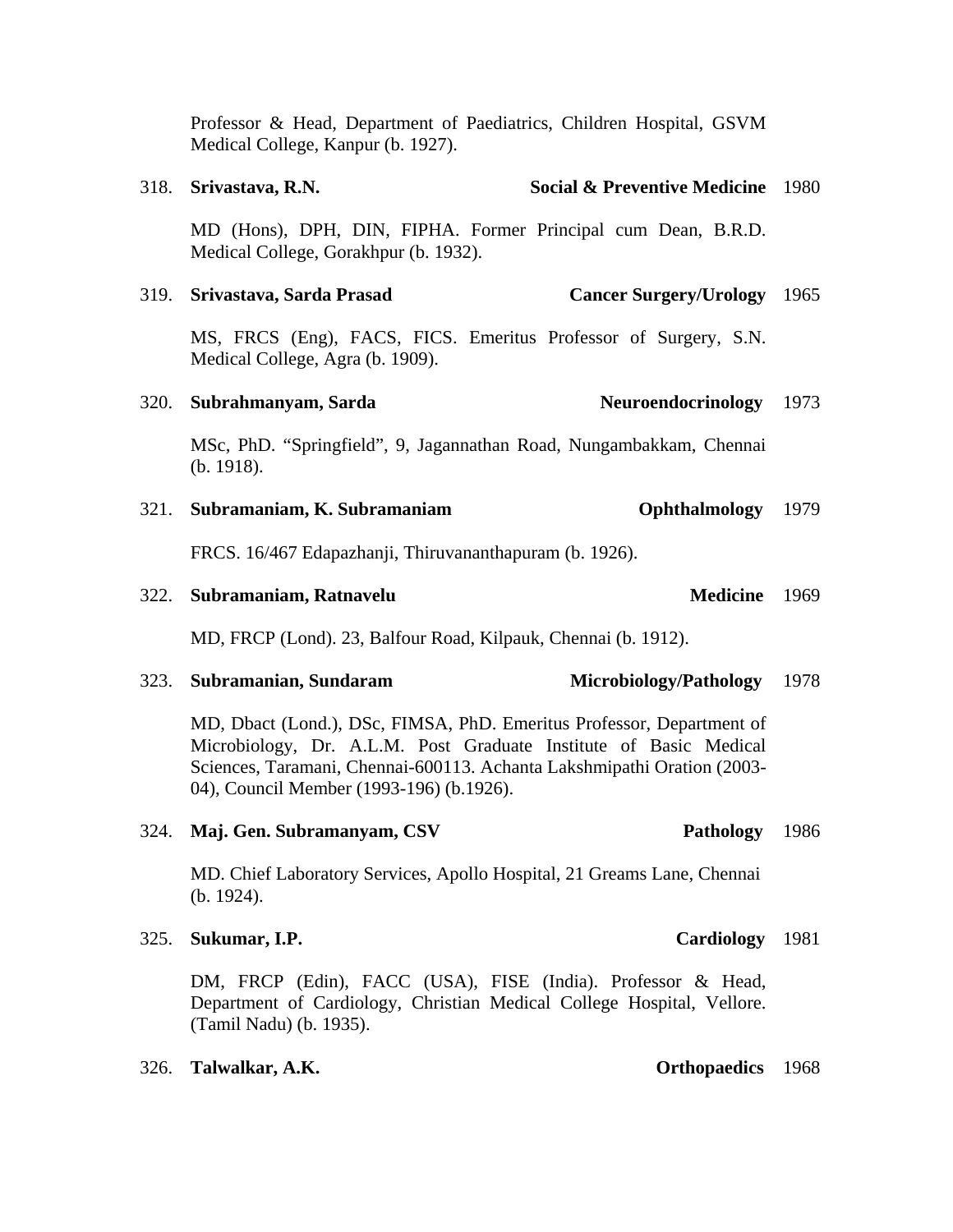Professor & Head, Department of Paediatrics, Children Hospital, GSVM Medical College, Kanpur (b. 1927).

318. **Srivastava, R.N.** **Social & Preventive Medicine** 1980

MD (Hons), DPH, DIN, FIPHA. Former Principal cum Dean, B.R.D. Medical College, Gorakhpur (b. 1932).

319. **Srivastava, Sarda Prasad** **Cancer Surgery/Urology** 1965

MS, FRCS (Eng), FACS, FICS. Emeritus Professor of Surgery, S.N. Medical College, Agra (b. 1909).

320. **Subrahmanyam, Sarda** **Neuroendocrinology** 1973

MSc, PhD. "Springfield", 9, Jagannathan Road, Nungambakkam, Chennai (b. 1918).

321. **Subramaniam, K. Subramaniam** **Ophthalmology** 1979

FRCS. 16/467 Edapazhanji, Thiruvananthapuram (b. 1926).

322. **Subramaniam, Ratnavelu** **Medicine** 1969

MD, FRCP (Lond). 23, Balfour Road, Kilpauk, Chennai (b. 1912).

323. **Subramanian, Sundaram** **Microbiology/Pathology** 1978

MD, Dbact (Lond.), DSc, FIMSA, PhD. Emeritus Professor, Department of Microbiology, Dr. A.L.M. Post Graduate Institute of Basic Medical Sciences, Taramani, Chennai-600113. Achanta Lakshmipathi Oration (2003-04), Council Member (1993-196) (b.1926).

324. **Maj. Gen. Subramanyam, CSV** **Pathology** 1986

MD. Chief Laboratory Services, Apollo Hospital, 21 Greams Lane, Chennai (b. 1924).

325. **Sukumar, I.P.** **Cardiology** 1981

DM, FRCP (Edin), FACC (USA), FISE (India). Professor & Head, Department of Cardiology, Christian Medical College Hospital, Vellore. (Tamil Nadu) (b. 1935).

326. **Talwalkar, A.K.** **Orthopaedics** 1968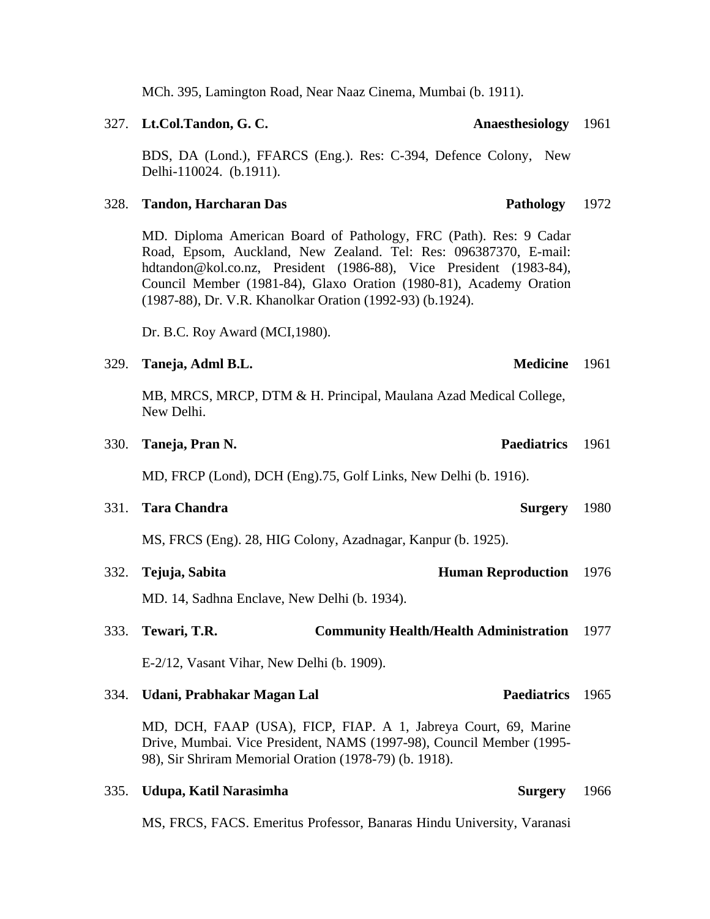MCh. 395, Lamington Road, Near Naaz Cinema, Mumbai (b. 1911).

327. **Lt.Col.Tandon, G. C.** **Anaesthesiology** 1961

BDS, DA (Lond.), FFARCS (Eng.). Res: C-394, Defence Colony, New Delhi-110024. (b.1911).

328. **Tandon, Harcharan Das** **Pathology** 1972

MD. Diploma American Board of Pathology, FRC (Path). Res: 9 Cadar Road, Epsom, Auckland, New Zealand. Tel: Res: 096387370, E-mail: hdtandon@kol.co.nz, President (1986-88), Vice President (1983-84), Council Member (1981-84), Glaxo Oration (1980-81), Academy Oration (1987-88), Dr. V.R. Khanolkar Oration (1992-93) (b.1924).

Dr. B.C. Roy Award (MCI,1980).

329. **Taneja, Adml B.L.** **Medicine** 1961

MB, MRCS, MRCP, DTM & H. Principal, Maulana Azad Medical College, New Delhi.

330. **Taneja, Pran N.** **Paediatrics** 1961

MD, FRCP (Lond), DCH (Eng).75, Golf Links, New Delhi (b. 1916).

331. **Tara Chandra** **Surgery** 1980

MS, FRCS (Eng). 28, HIG Colony, Azadnagar, Kanpur (b. 1925).

332. **Tejuja, Sabita** **Human Reproduction** 1976

MD. 14, Sadhna Enclave, New Delhi (b. 1934).

333. **Tewari, T.R.** **Community Health/Health Administration** 1977

E-2/12, Vasant Vihar, New Delhi (b. 1909).

334. **Udani, Prabhakar Magan Lal** **Paediatrics** 1965

MD, DCH, FAAP (USA), FICP, FIAP. A 1, Jabreya Court, 69, Marine Drive, Mumbai. Vice President, NAMS (1997-98), Council Member (1995-98), Sir Shriram Memorial Oration (1978-79) (b. 1918).

335. **Udupa, Katil Narasimha** **Surgery** 1966

MS, FRCS, FACS. Emeritus Professor, Banaras Hindu University, Varanasi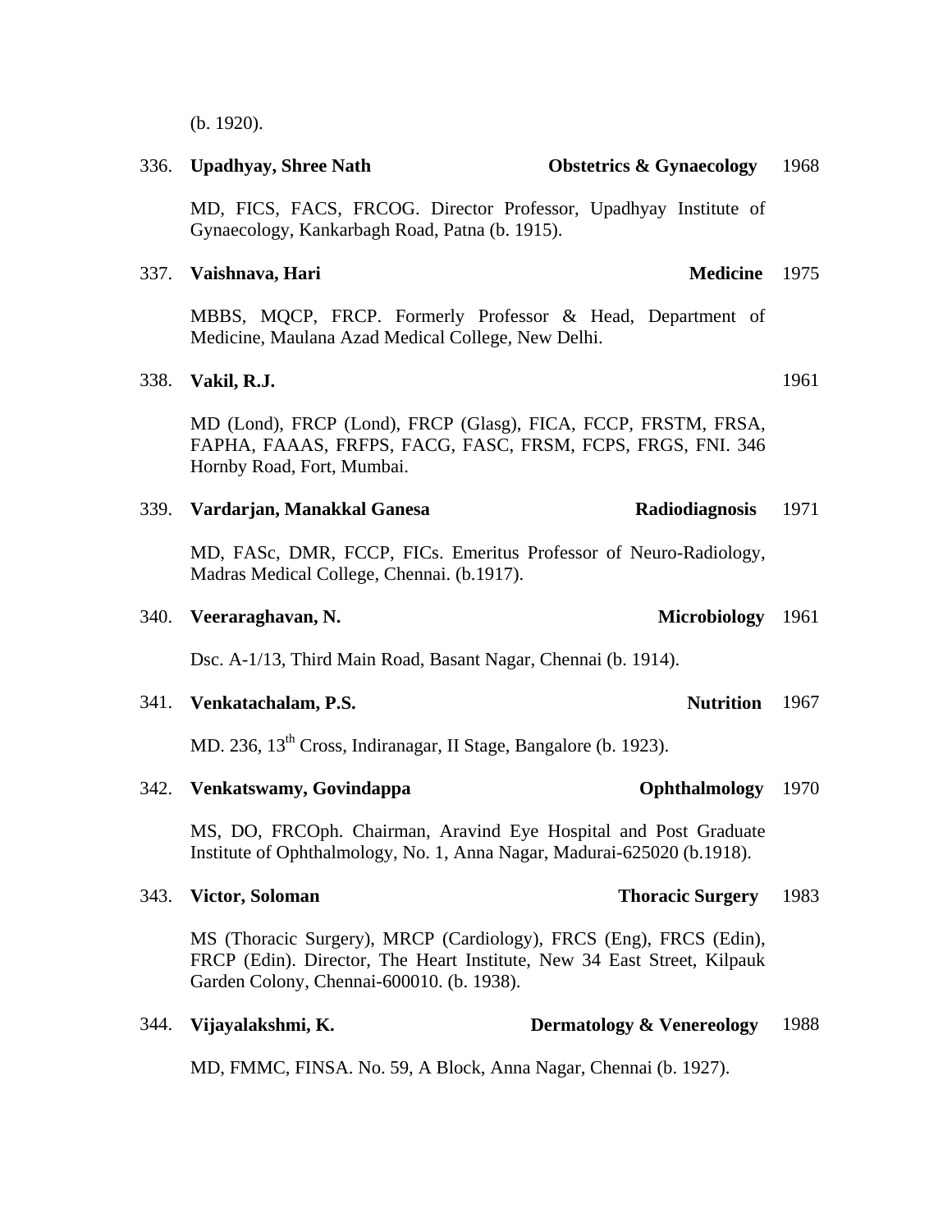(b. 1920).

336. **Upadhyay, Shree Nath** **Obstetrics & Gynaecology** 1968

MD, FICS, FACS, FRCOG. Director Professor, Upadhyay Institute of Gynaecology, Kankarbagh Road, Patna (b. 1915).

337. **Vaishnava, Hari** **Medicine** 1975

MBBS, MQCP, FRCP. Formerly Professor & Head, Department of Medicine, Maulana Azad Medical College, New Delhi.

338. **Vakil, R.J.** 1961

MD (Lond), FRCP (Lond), FRCP (Glasg), FICA, FCCP, FRSTM, FRSA, FAPHA, FAAAS, FRFPS, FACG, FASC, FRSM, FCPS, FRGS, FNI. 346 Hornby Road, Fort, Mumbai.

339. **Vardarjan, Manakkal Ganesa** **Radiodiagnosis** 1971

MD, FASc, DMR, FCCP, FICs. Emeritus Professor of Neuro-Radiology, Madras Medical College, Chennai. (b.1917).

340. **Veeraraghavan, N.** **Microbiology** 1961

Dsc. A-1/13, Third Main Road, Basant Nagar, Chennai (b. 1914).

341. **Venkatachalam, P.S.** **Nutrition** 1967

MD. 236, 13th Cross, Indiranagar, II Stage, Bangalore (b. 1923).

342. **Venkatswamy, Govindappa** **Ophthalmology** 1970

MS, DO, FRCOph. Chairman, Aravind Eye Hospital and Post Graduate Institute of Ophthalmology, No. 1, Anna Nagar, Madurai-625020 (b.1918).

343. **Victor, Soloman** **Thoracic Surgery** 1983

MS (Thoracic Surgery), MRCP (Cardiology), FRCS (Eng), FRCS (Edin), FRCP (Edin). Director, The Heart Institute, New 34 East Street, Kilpauk Garden Colony, Chennai-600010. (b. 1938).

344. **Vijayalakshmi, K.** **Dermatology & Venereology** 1988

MD, FMMC, FINSA. No. 59, A Block, Anna Nagar, Chennai (b. 1927).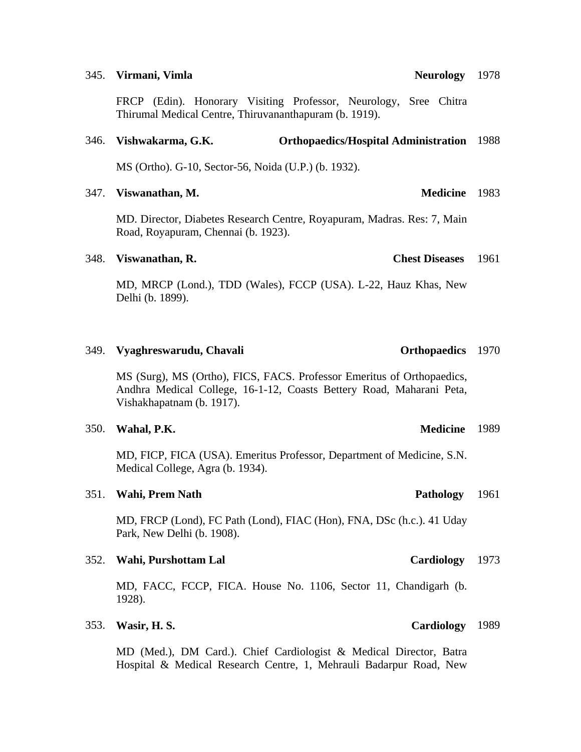345. **Virmani, Vimla** **Neurology** 1978

FRCP (Edin). Honorary Visiting Professor, Neurology, Sree Chitra Thirumal Medical Centre, Thiruvananthapuram (b. 1919).

346. **Vishwakarma, G.K.** **Orthopaedics/Hospital Administration** 1988

MS (Ortho). G-10, Sector-56, Noida (U.P.) (b. 1932).

347. **Viswanathan, M.** **Medicine** 1983

MD. Director, Diabetes Research Centre, Royapuram, Madras. Res: 7, Main Road, Royapuram, Chennai (b. 1923).

348. **Viswanathan, R.** **Chest Diseases** 1961

MD, MRCP (Lond.), TDD (Wales), FCCP (USA). L-22, Hauz Khas, New Delhi (b. 1899).

349. **Vyaghreswarudu, Chavali** **Orthopaedics** 1970

MS (Surg), MS (Ortho), FICS, FACS. Professor Emeritus of Orthopaedics, Andhra Medical College, 16-1-12, Coasts Bettery Road, Maharani Peta, Vishakhapatnam (b. 1917).

350. **Wahal, P.K.** **Medicine** 1989

MD, FICP, FICA (USA). Emeritus Professor, Department of Medicine, S.N. Medical College, Agra (b. 1934).

351. **Wahi, Prem Nath** **Pathology** 1961

MD, FRCP (Lond), FC Path (Lond), FIAC (Hon), FNA, DSc (h.c.). 41 Uday Park, New Delhi (b. 1908).

352. **Wahi, Purshottam Lal** **Cardiology** 1973

MD, FACC, FCCP, FICA. House No. 1106, Sector 11, Chandigarh (b. 1928).

353. **Wasir, H. S.** **Cardiology** 1989

MD (Med.), DM Card.). Chief Cardiologist & Medical Director, Batra Hospital & Medical Research Centre, 1, Mehrauli Badarpur Road, New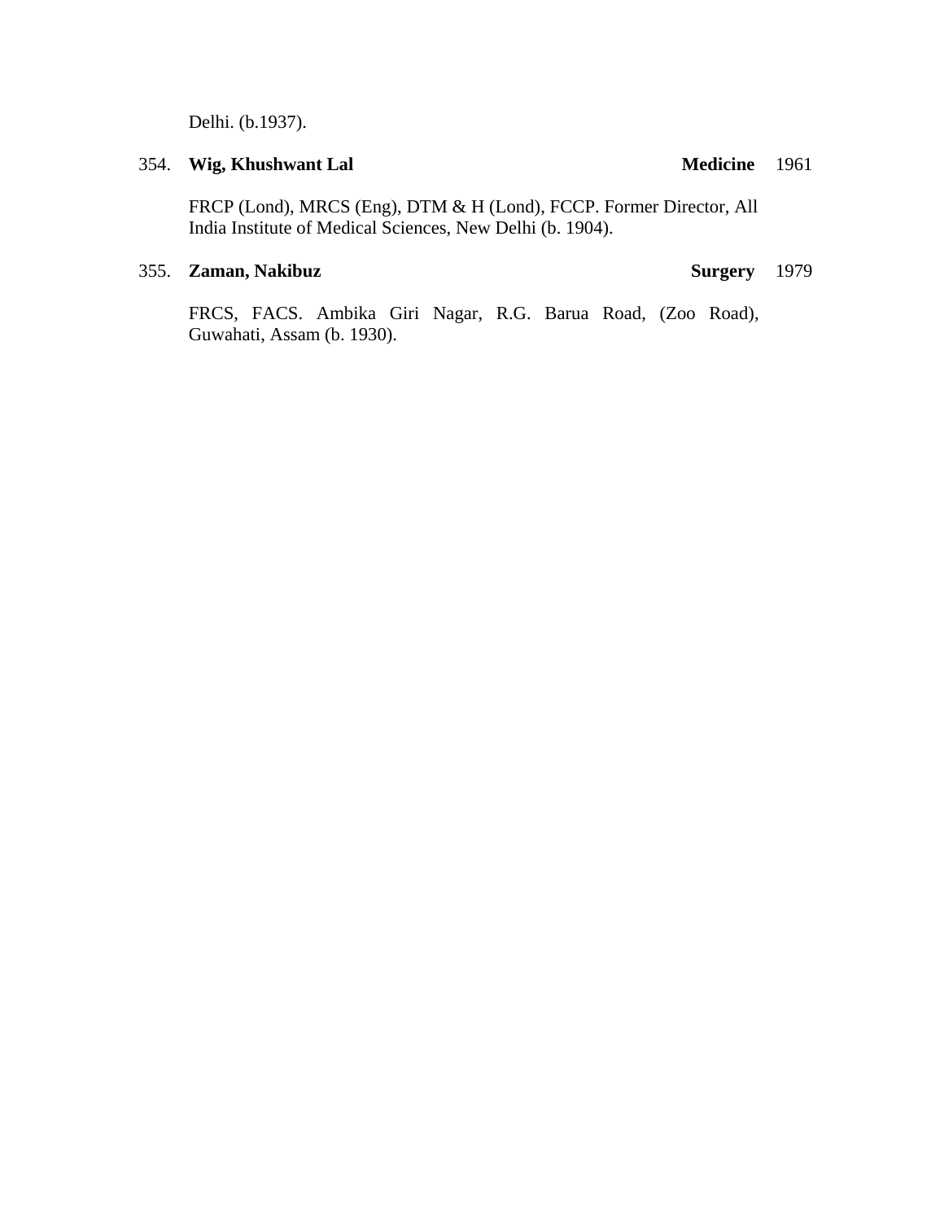Delhi. (b.1937).

354. **Wig, Khushwant Lal** **Medicine** 1961

FRCP (Lond), MRCS (Eng), DTM & H (Lond), FCCP. Former Director, All India Institute of Medical Sciences, New Delhi (b. 1904).

355. **Zaman, Nakibuz** **Surgery** 1979

FRCS, FACS. Ambika Giri Nagar, R.G. Barua Road, (Zoo Road), Guwahati, Assam (b. 1930).